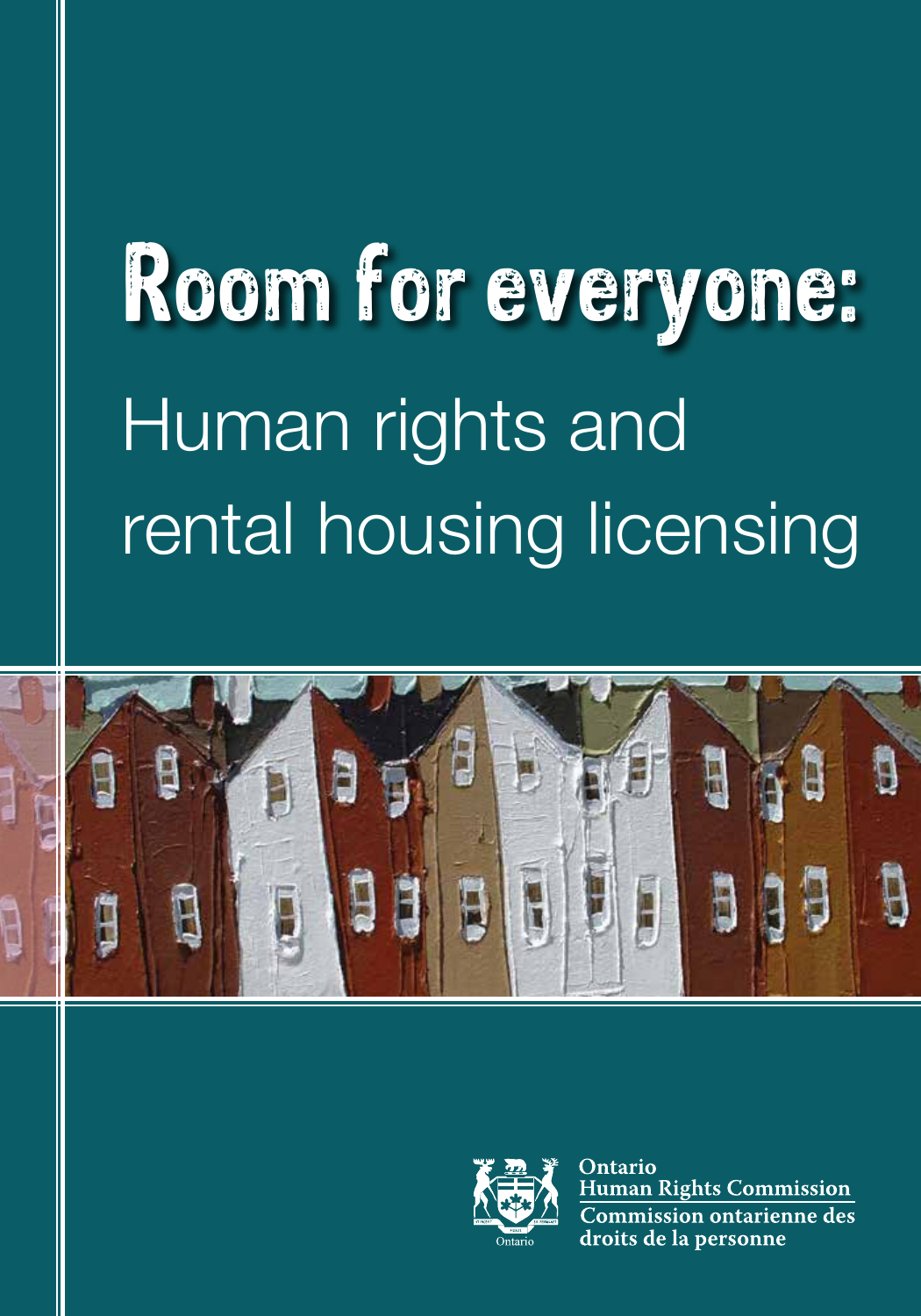# Room for everyone:

## Human rights and rental housing licensing

Ontario
Human Rights Commission
Commission ontarienne des droits de la personne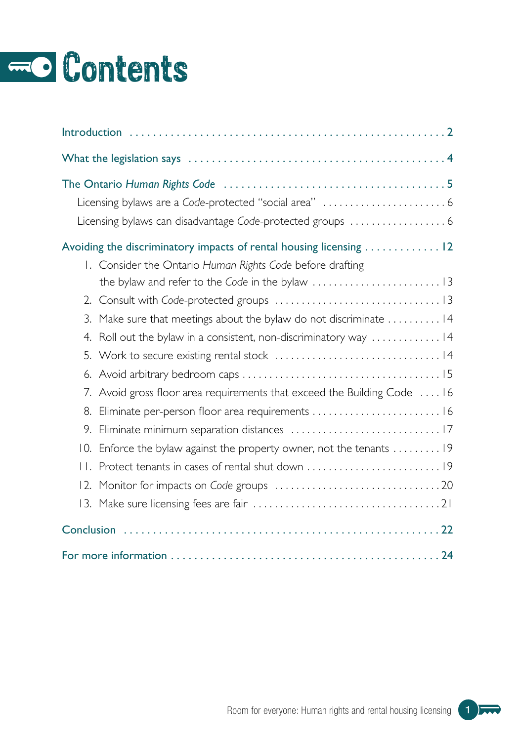# Contents

Introduction . . . . . . . . . . . . . . . . . . . . . . . . . . . . . . . . . . . . . . . . . . . . . . . . . . . . 2

What the legislation says . . . . . . . . . . . . . . . . . . . . . . . . . . . . . . . . . . . . . . . . . . . . 4

The Ontario *Human Rights Code* . . . . . . . . . . . . . . . . . . . . . . . . . . . . . . . . . . . . . 5

- Licensing bylaws are a *Code*-protected "social area" . . . . . . . . . . . . . . . . . . . . . . . 6
- Licensing bylaws can disadvantage *Code*-protected groups . . . . . . . . . . . . . . . . . . 6

Avoiding the discriminatory impacts of rental housing licensing . . . . . . . . . . . . . 12

1. Consider the Ontario *Human Rights Code* before drafting the bylaw and refer to the *Code* in the bylaw . . . . . . . . . . . . . . . . . . . . . . . . 13
2. Consult with *Code*-protected groups . . . . . . . . . . . . . . . . . . . . . . . . . . . . . . . 13
3. Make sure that meetings about the bylaw do not discriminate . . . . . . . . . . 14
4. Roll out the bylaw in a consistent, non-discriminatory way . . . . . . . . . . . . . 14
5. Work to secure existing rental stock . . . . . . . . . . . . . . . . . . . . . . . . . . . . . . . 14
6. Avoid arbitrary bedroom caps . . . . . . . . . . . . . . . . . . . . . . . . . . . . . . . . . . . . 15
7. Avoid gross floor area requirements that exceed the Building Code . . . . 16
8. Eliminate per-person floor area requirements . . . . . . . . . . . . . . . . . . . . . . . . 16
9. Eliminate minimum separation distances . . . . . . . . . . . . . . . . . . . . . . . . . . . . 17
10. Enforce the bylaw against the property owner, not the tenants . . . . . . . . . 19
11. Protect tenants in cases of rental shut down . . . . . . . . . . . . . . . . . . . . . . . . . 19
12. Monitor for impacts on *Code* groups . . . . . . . . . . . . . . . . . . . . . . . . . . . . . . . 20
13. Make sure licensing fees are fair . . . . . . . . . . . . . . . . . . . . . . . . . . . . . . . . . . . 21

Conclusion . . . . . . . . . . . . . . . . . . . . . . . . . . . . . . . . . . . . . . . . . . . . . . . . . . . . . . 22

For more information . . . . . . . . . . . . . . . . . . . . . . . . . . . . . . . . . . . . . . . . . . . . . . 24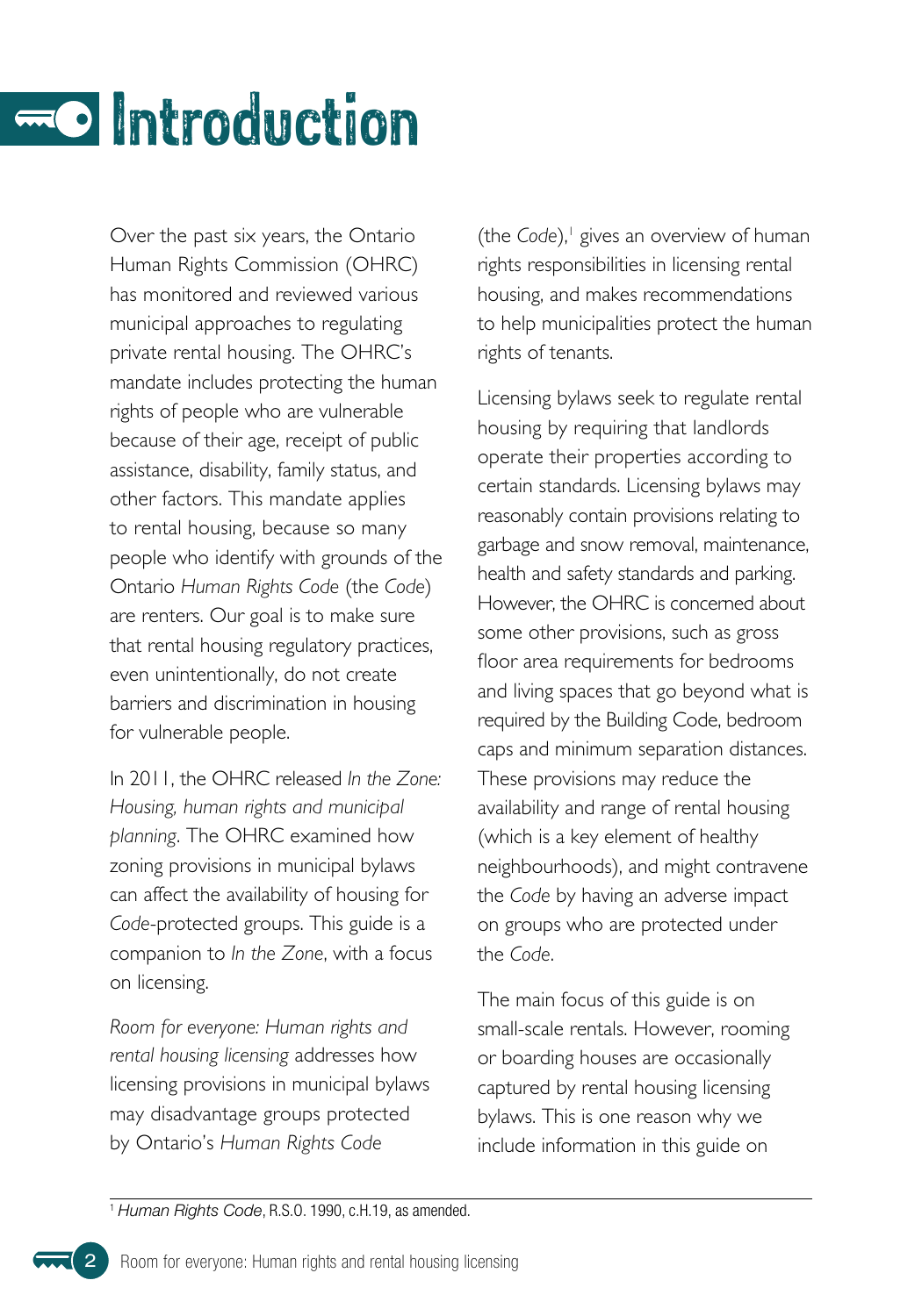# Introduction

Over the past six years, the Ontario Human Rights Commission (OHRC) has monitored and reviewed various municipal approaches to regulating private rental housing. The OHRC's mandate includes protecting the human rights of people who are vulnerable because of their age, receipt of public assistance, disability, family status, and other factors. This mandate applies to rental housing, because so many people who identify with grounds of the Ontario *Human Rights Code* (the *Code*) are renters. Our goal is to make sure that rental housing regulatory practices, even unintentionally, do not create barriers and discrimination in housing for vulnerable people.

In 2011, the OHRC released *In the Zone: Housing, human rights and municipal planning*. The OHRC examined how zoning provisions in municipal bylaws can affect the availability of housing for *Code*-protected groups. This guide is a companion to *In the Zone*, with a focus on licensing.

*Room for everyone: Human rights and rental housing licensing* addresses how licensing provisions in municipal bylaws may disadvantage groups protected by Ontario's *Human Rights Code* (the *Code*),[1] gives an overview of human rights responsibilities in licensing rental housing, and makes recommendations to help municipalities protect the human rights of tenants.

Licensing bylaws seek to regulate rental housing by requiring that landlords operate their properties according to certain standards. Licensing bylaws may reasonably contain provisions relating to garbage and snow removal, maintenance, health and safety standards and parking. However, the OHRC is concerned about some other provisions, such as gross floor area requirements for bedrooms and living spaces that go beyond what is required by the Building Code, bedroom caps and minimum separation distances. These provisions may reduce the availability and range of rental housing (which is a key element of healthy neighbourhoods), and might contravene the *Code* by having an adverse impact on groups who are protected under the *Code*.

The main focus of this guide is on small-scale rentals. However, rooming or boarding houses are occasionally captured by rental housing licensing bylaws. This is one reason why we include information in this guide on

[1] *Human Rights Code*, R.S.O. 1990, c.H.19, as amended.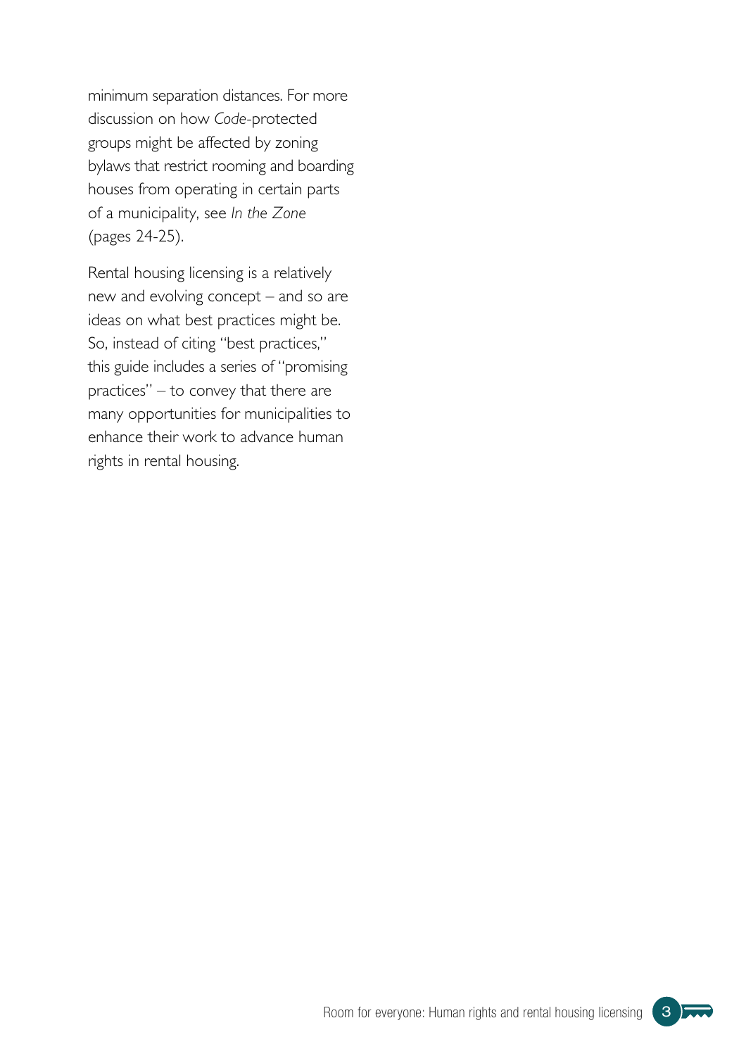minimum separation distances. For more discussion on how *Code*-protected groups might be affected by zoning bylaws that restrict rooming and boarding houses from operating in certain parts of a municipality, see *In the Zone* (pages 24-25).

Rental housing licensing is a relatively new and evolving concept – and so are ideas on what best practices might be. So, instead of citing "best practices," this guide includes a series of "promising practices" – to convey that there are many opportunities for municipalities to enhance their work to advance human rights in rental housing.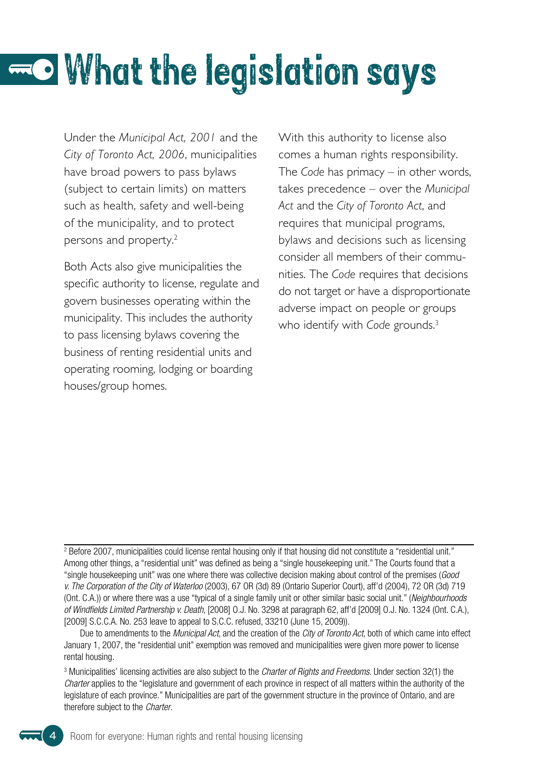# What the legislation says

Under the *Municipal Act, 2001* and the *City of Toronto Act, 2006*, municipalities have broad powers to pass bylaws (subject to certain limits) on matters such as health, safety and well-being of the municipality, and to protect persons and property.[2]

Both Acts also give municipalities the specific authority to license, regulate and govern businesses operating within the municipality. This includes the authority to pass licensing bylaws covering the business of renting residential units and operating rooming, lodging or boarding houses/group homes.

With this authority to license also comes a human rights responsibility. The *Code* has primacy – in other words, takes precedence – over the *Municipal Act* and the *City of Toronto Act*, and requires that municipal programs, bylaws and decisions such as licensing consider all members of their communities. The *Code* requires that decisions do not target or have a disproportionate adverse impact on people or groups who identify with *Code* grounds.[3]

---

[2] Before 2007, municipalities could license rental housing only if that housing did not constitute a "residential unit." Among other things, a "residential unit" was defined as being a "single housekeeping unit." The Courts found that a "single housekeeping unit" was one where there was collective decision making about control of the premises (*Good v. The Corporation of the City of Waterloo* (2003), 67 OR (3d) 89 (Ontario Superior Court), aff'd (2004), 72 OR (3d) 719 (Ont. C.A.)) or where there was a use "typical of a single family unit or other similar basic social unit." (*Neighbourhoods of Windfields Limited Partnership v. Death*, [2008] O.J. No. 3298 at paragraph 62, aff'd [2009] O.J. No. 1324 (Ont. C.A.), [2009] S.C.C.A. No. 253 leave to appeal to S.C.C. refused, 33210 (June 15, 2009)).

Due to amendments to the *Municipal Act*, and the creation of the *City of Toronto Act*, both of which came into effect January 1, 2007, the "residential unit" exemption was removed and municipalities were given more power to license rental housing.

[3] Municipalities' licensing activities are also subject to the *Charter of Rights and Freedoms*. Under section 32(1) the *Charter* applies to the "legislature and government of each province in respect of all matters within the authority of the legislature of each province." Municipalities are part of the government structure in the province of Ontario, and are therefore subject to the *Charter*.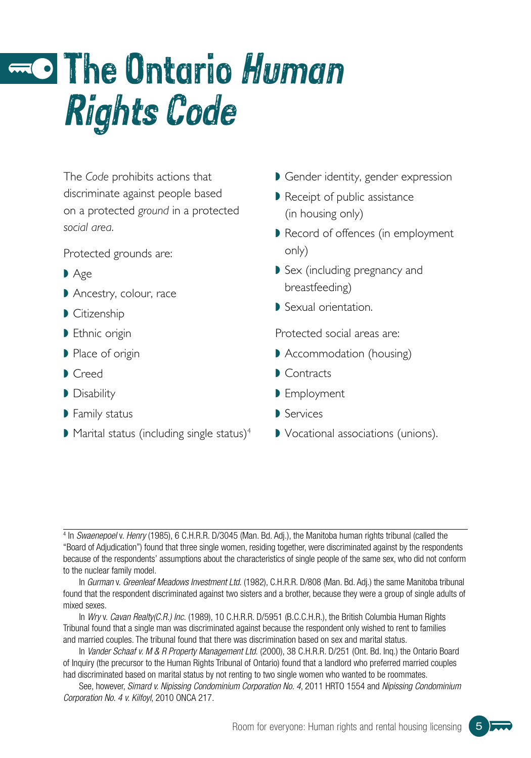# The Ontario *Human Rights Code*

The *Code* prohibits actions that discriminate against people based on a protected *ground* in a protected *social area*.

Protected grounds are:

- Age
- Ancestry, colour, race
- Citizenship
- Ethnic origin
- Place of origin
- Creed
- Disability
- Family status
- Marital status (including single status)[4]
- Gender identity, gender expression
- Receipt of public assistance (in housing only)
- Record of offences (in employment only)
- Sex (including pregnancy and breastfeeding)
- Sexual orientation.

Protected social areas are:

- Accommodation (housing)
- Contracts
- Employment
- Services
- Vocational associations (unions).

---

[4] In *Swaenepoel* v. *Henry* (1985), 6 C.H.R.R. D/3045 (Man. Bd. Adj.), the Manitoba human rights tribunal (called the "Board of Adjudication") found that three single women, residing together, were discriminated against by the respondents because of the respondents' assumptions about the characteristics of single people of the same sex, who did not conform to the nuclear family model.

In *Gurman* v. *Greenleaf Meadows Investment Ltd.* (1982), C.H.R.R. D/808 (Man. Bd. Adj.) the same Manitoba tribunal found that the respondent discriminated against two sisters and a brother, because they were a group of single adults of mixed sexes.

In *Wry* v. *Cavan Realty(C.R.) Inc.* (1989), 10 C.H.R.R. D/5951 (B.C.C.H.R.), the British Columbia Human Rights Tribunal found that a single man was discriminated against because the respondent only wished to rent to families and married couples. The tribunal found that there was discrimination based on sex and marital status.

In *Vander Schaaf v. M & R Property Management Ltd.* (2000), 38 C.H.R.R. D/251 (Ont. Bd. Inq.) the Ontario Board of Inquiry (the precursor to the Human Rights Tribunal of Ontario) found that a landlord who preferred married couples had discriminated based on marital status by not renting to two single women who wanted to be roommates.

See, however, *Simard v. Nipissing Condominium Corporation No. 4*, 2011 HRTO 1554 and *Nipissing Condominium Corporation No. 4 v. Kilfoyl*, 2010 ONCA 217.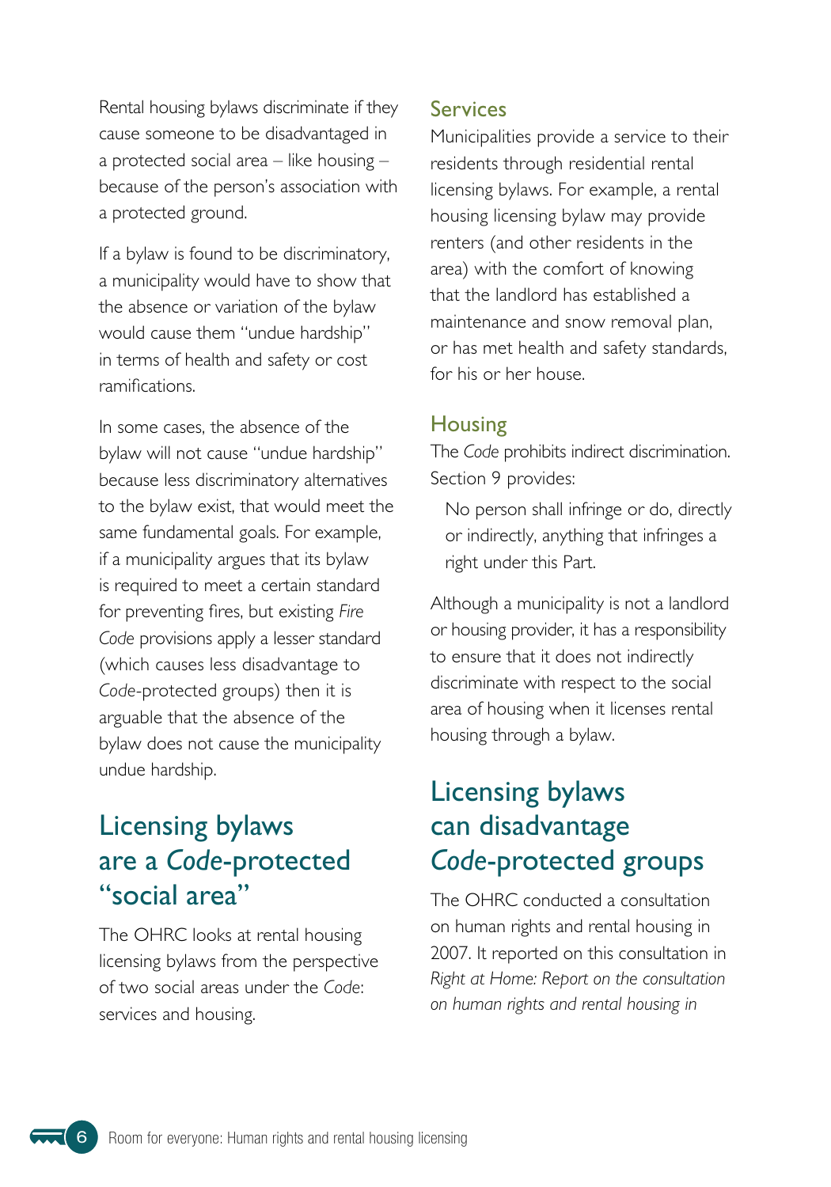Rental housing bylaws discriminate if they cause someone to be disadvantaged in a protected social area – like housing – because of the person's association with a protected ground.

If a bylaw is found to be discriminatory, a municipality would have to show that the absence or variation of the bylaw would cause them "undue hardship" in terms of health and safety or cost ramifications.

In some cases, the absence of the bylaw will not cause "undue hardship" because less discriminatory alternatives to the bylaw exist, that would meet the same fundamental goals. For example, if a municipality argues that its bylaw is required to meet a certain standard for preventing fires, but existing *Fire Code* provisions apply a lesser standard (which causes less disadvantage to *Code*-protected groups) then it is arguable that the absence of the bylaw does not cause the municipality undue hardship.

## Licensing bylaws are a *Code*-protected "social area"

The OHRC looks at rental housing licensing bylaws from the perspective of two social areas under the *Code*: services and housing.

### Services

Municipalities provide a service to their residents through residential rental licensing bylaws. For example, a rental housing licensing bylaw may provide renters (and other residents in the area) with the comfort of knowing that the landlord has established a maintenance and snow removal plan, or has met health and safety standards, for his or her house.

### Housing

The *Code* prohibits indirect discrimination. Section 9 provides:

> No person shall infringe or do, directly or indirectly, anything that infringes a right under this Part.

Although a municipality is not a landlord or housing provider, it has a responsibility to ensure that it does not indirectly discriminate with respect to the social area of housing when it licenses rental housing through a bylaw.

## Licensing bylaws can disadvantage *Code*-protected groups

The OHRC conducted a consultation on human rights and rental housing in 2007. It reported on this consultation in *Right at Home: Report on the consultation on human rights and rental housing in*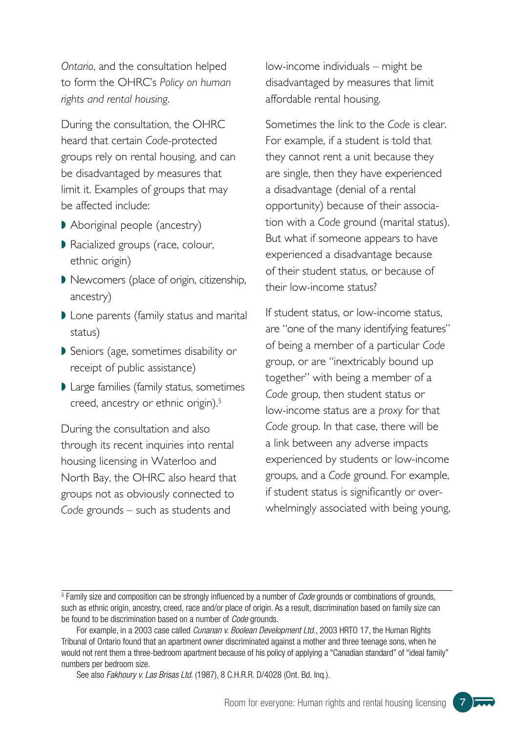*Ontario*, and the consultation helped to form the OHRC's *Policy on human rights and rental housing*.

During the consultation, the OHRC heard that certain *Code*-protected groups rely on rental housing, and can be disadvantaged by measures that limit it. Examples of groups that may be affected include:

- Aboriginal people (ancestry)
- Racialized groups (race, colour, ethnic origin)
- Newcomers (place of origin, citizenship, ancestry)
- Lone parents (family status and marital status)
- Seniors (age, sometimes disability or receipt of public assistance)
- Large families (family status, sometimes creed, ancestry or ethnic origin).[5]

During the consultation and also through its recent inquiries into rental housing licensing in Waterloo and North Bay, the OHRC also heard that groups not as obviously connected to *Code* grounds – such as students and low-income individuals – might be disadvantaged by measures that limit affordable rental housing.

Sometimes the link to the *Code* is clear. For example, if a student is told that they cannot rent a unit because they are single, then they have experienced a disadvantage (denial of a rental opportunity) because of their association with a *Code* ground (marital status). But what if someone appears to have experienced a disadvantage because of their student status, or because of their low-income status?

If student status, or low-income status, are "one of the many identifying features" of being a member of a particular *Code* group, or are "inextricably bound up together" with being a member of a *Code* group, then student status or low-income status are a *proxy* for that *Code* group. In that case, there will be a link between any adverse impacts experienced by students or low-income groups, and a *Code* ground. For example, if student status is significantly or overwhelmingly associated with being young,

---

[5] Family size and composition can be strongly influenced by a number of *Code* grounds or combinations of grounds, such as ethnic origin, ancestry, creed, race and/or place of origin. As a result, discrimination based on family size can be found to be discrimination based on a number of *Code* grounds.

For example, in a 2003 case called *Cunanan v. Boolean Development Ltd.*, 2003 HRTO 17, the Human Rights Tribunal of Ontario found that an apartment owner discriminated against a mother and three teenage sons, when he would not rent them a three-bedroom apartment because of his policy of applying a "Canadian standard" of "ideal family" numbers per bedroom size.

See also *Fakhoury v. Las Brisas Ltd.* (1987), 8 C.H.R.R. D/4028 (Ont. Bd. Inq.).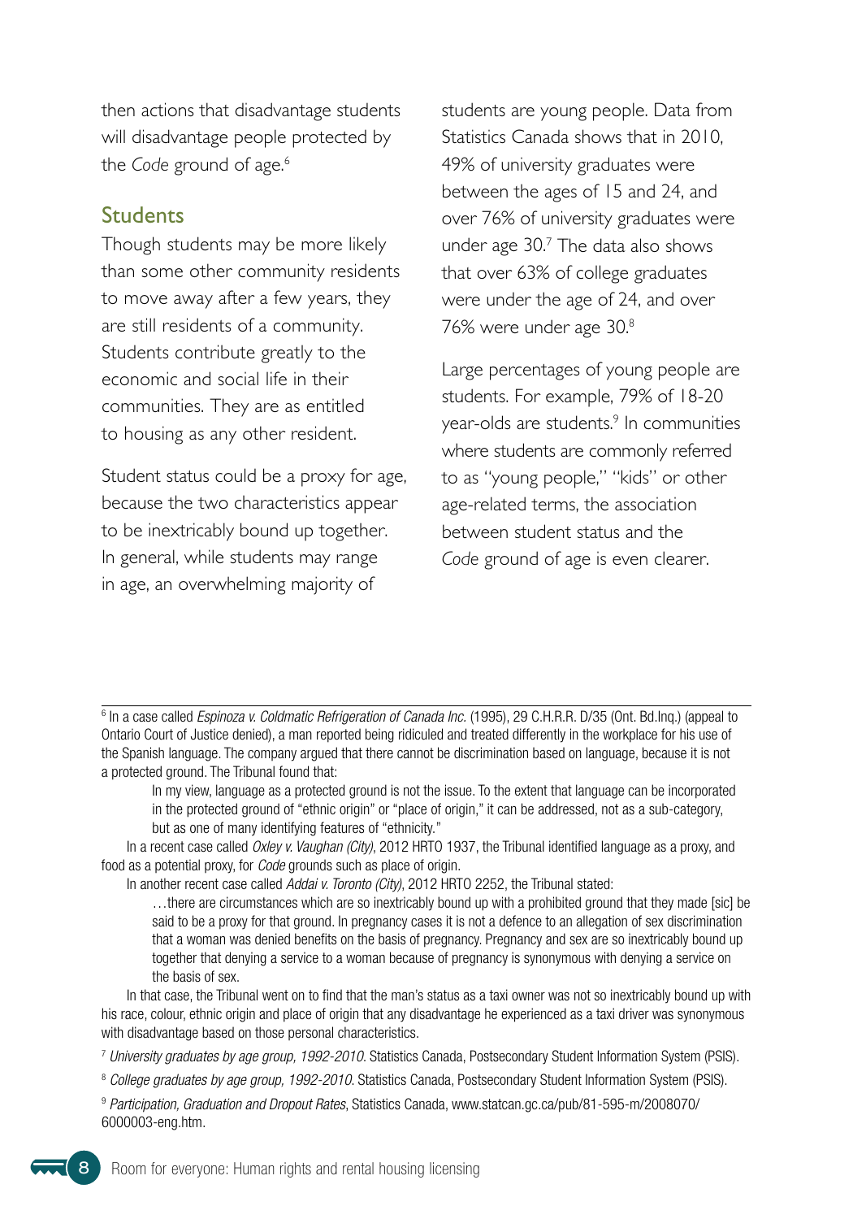then actions that disadvantage students will disadvantage people protected by the *Code* ground of age.[6]

## Students

Though students may be more likely than some other community residents to move away after a few years, they are still residents of a community. Students contribute greatly to the economic and social life in their communities. They are as entitled to housing as any other resident.

Student status could be a proxy for age, because the two characteristics appear to be inextricably bound up together. In general, while students may range in age, an overwhelming majority of students are young people. Data from Statistics Canada shows that in 2010, 49% of university graduates were between the ages of 15 and 24, and over 76% of university graduates were under age 30.[7] The data also shows that over 63% of college graduates were under the age of 24, and over 76% were under age 30.[8]

Large percentages of young people are students. For example, 79% of 18-20 year-olds are students.[9] In communities where students are commonly referred to as "young people," "kids" or other age-related terms, the association between student status and the *Code* ground of age is even clearer.

---

[6] In a case called *Espinoza v. Coldmatic Refrigeration of Canada Inc.* (1995), 29 C.H.R.R. D/35 (Ont. Bd.Inq.) (appeal to Ontario Court of Justice denied), a man reported being ridiculed and treated differently in the workplace for his use of the Spanish language. The company argued that there cannot be discrimination based on language, because it is not a protected ground. The Tribunal found that:

> In my view, language as a protected ground is not the issue. To the extent that language can be incorporated in the protected ground of "ethnic origin" or "place of origin," it can be addressed, not as a sub-category, but as one of many identifying features of "ethnicity."

In a recent case called *Oxley v. Vaughan (City)*, 2012 HRTO 1937, the Tribunal identified language as a proxy, and food as a potential proxy, for *Code* grounds such as place of origin.

In another recent case called *Addai v. Toronto (City)*, 2012 HRTO 2252, the Tribunal stated:

> …there are circumstances which are so inextricably bound up with a prohibited ground that they made [sic] be said to be a proxy for that ground. In pregnancy cases it is not a defence to an allegation of sex discrimination that a woman was denied benefits on the basis of pregnancy. Pregnancy and sex are so inextricably bound up together that denying a service to a woman because of pregnancy is synonymous with denying a service on the basis of sex.

In that case, the Tribunal went on to find that the man's status as a taxi owner was not so inextricably bound up with his race, colour, ethnic origin and place of origin that any disadvantage he experienced as a taxi driver was synonymous with disadvantage based on those personal characteristics.

[7] *University graduates by age group, 1992-2010.* Statistics Canada, Postsecondary Student Information System (PSIS).

[8] *College graduates by age group, 1992-2010.* Statistics Canada, Postsecondary Student Information System (PSIS).

[9] *Participation, Graduation and Dropout Rates*, Statistics Canada, www.statcan.gc.ca/pub/81-595-m/2008070/6000003-eng.htm.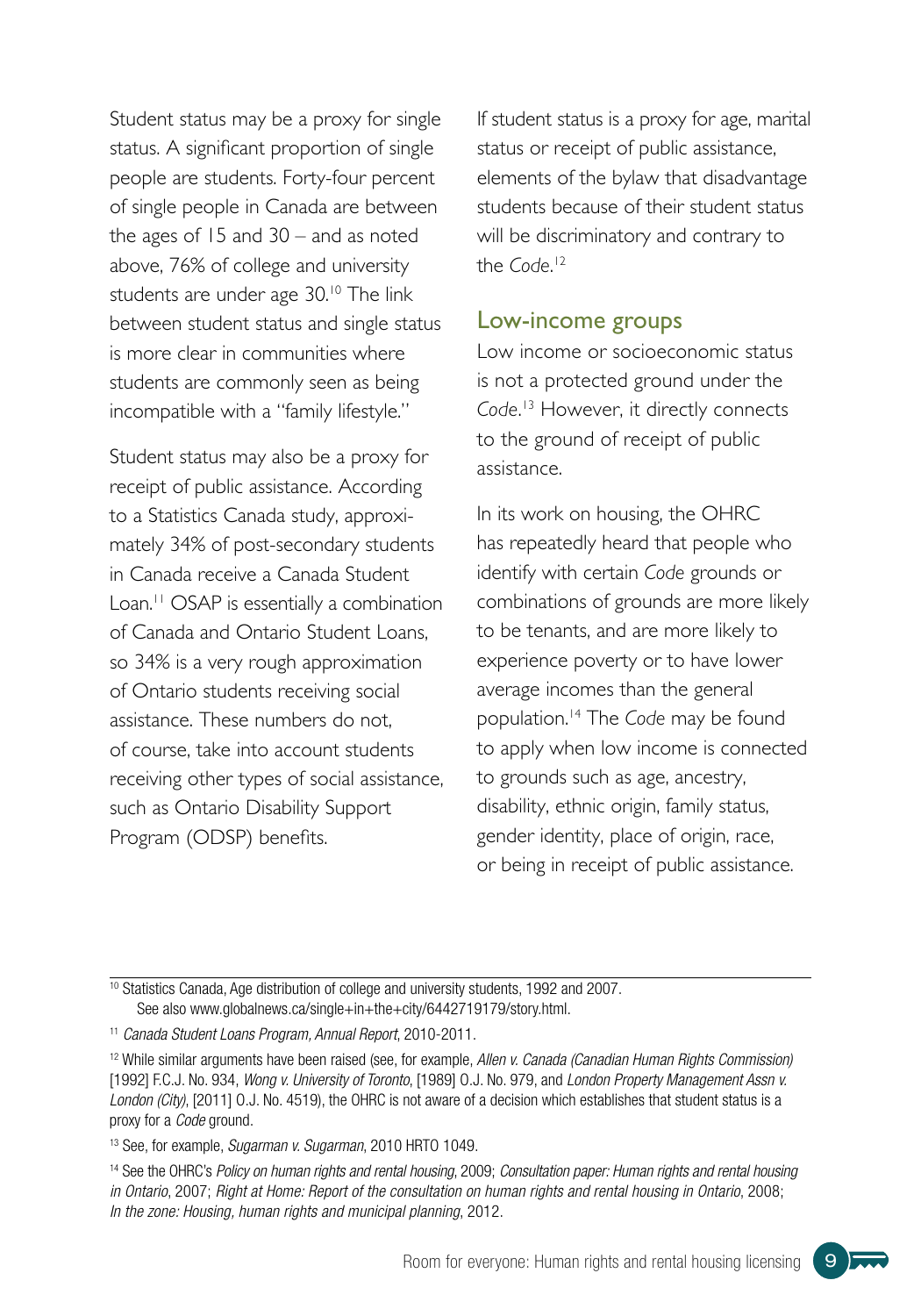Student status may be a proxy for single status. A significant proportion of single people are students. Forty-four percent of single people in Canada are between the ages of 15 and 30 – and as noted above, 76% of college and university students are under age 30.[10] The link between student status and single status is more clear in communities where students are commonly seen as being incompatible with a "family lifestyle."

Student status may also be a proxy for receipt of public assistance. According to a Statistics Canada study, approximately 34% of post-secondary students in Canada receive a Canada Student Loan.[11] OSAP is essentially a combination of Canada and Ontario Student Loans, so 34% is a very rough approximation of Ontario students receiving social assistance. These numbers do not, of course, take into account students receiving other types of social assistance, such as Ontario Disability Support Program (ODSP) benefits.

If student status is a proxy for age, marital status or receipt of public assistance, elements of the bylaw that disadvantage students because of their student status will be discriminatory and contrary to the *Code*.[12]

## Low-income groups

Low income or socioeconomic status is not a protected ground under the *Code*.[13] However, it directly connects to the ground of receipt of public assistance.

In its work on housing, the OHRC has repeatedly heard that people who identify with certain *Code* grounds or combinations of grounds are more likely to be tenants, and are more likely to experience poverty or to have lower average incomes than the general population.[14] The *Code* may be found to apply when low income is connected to grounds such as age, ancestry, disability, ethnic origin, family status, gender identity, place of origin, race, or being in receipt of public assistance.

---

[10] Statistics Canada, Age distribution of college and university students, 1992 and 2007. See also www.globalnews.ca/single+in+the+city/6442719179/story.html.

[11] *Canada Student Loans Program, Annual Report*, 2010-2011.

[12] While similar arguments have been raised (see, for example, *Allen v. Canada (Canadian Human Rights Commission)* [1992] F.C.J. No. 934, *Wong v. University of Toronto*, [1989] O.J. No. 979, and *London Property Management Assn v. London (City)*, [2011] O.J. No. 4519), the OHRC is not aware of a decision which establishes that student status is a proxy for a *Code* ground.

[13] See, for example, *Sugarman v. Sugarman*, 2010 HRTO 1049.

[14] See the OHRC's *Policy on human rights and rental housing*, 2009; *Consultation paper: Human rights and rental housing in Ontario*, 2007; *Right at Home: Report of the consultation on human rights and rental housing in Ontario*, 2008; *In the zone: Housing, human rights and municipal planning*, 2012.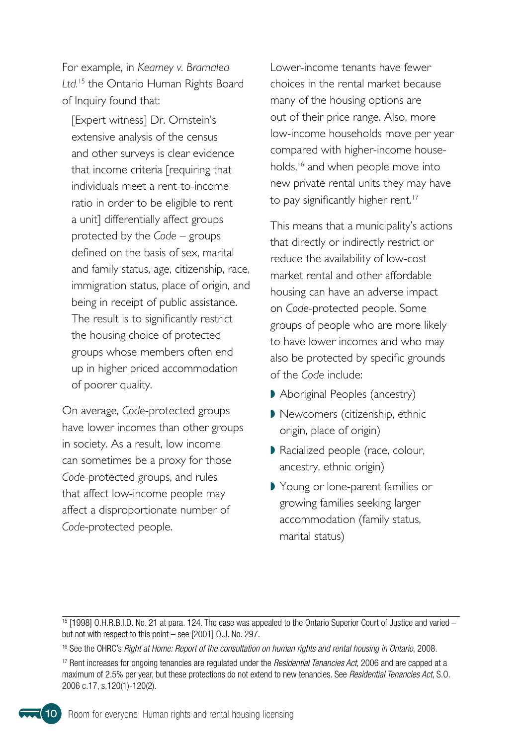For example, in *Kearney v. Bramalea Ltd.*[15] the Ontario Human Rights Board of Inquiry found that:

> [Expert witness] Dr. Ornstein's extensive analysis of the census and other surveys is clear evidence that income criteria [requiring that individuals meet a rent-to-income ratio in order to be eligible to rent a unit] differentially affect groups protected by the *Code* – groups defined on the basis of sex, marital and family status, age, citizenship, race, immigration status, place of origin, and being in receipt of public assistance. The result is to significantly restrict the housing choice of protected groups whose members often end up in higher priced accommodation of poorer quality.

On average, *Code*-protected groups have lower incomes than other groups in society. As a result, low income can sometimes be a proxy for those *Code*-protected groups, and rules that affect low-income people may affect a disproportionate number of *Code*-protected people.

Lower-income tenants have fewer choices in the rental market because many of the housing options are out of their price range. Also, more low-income households move per year compared with higher-income households,[16] and when people move into new private rental units they may have to pay significantly higher rent.[17]

This means that a municipality's actions that directly or indirectly restrict or reduce the availability of low-cost market rental and other affordable housing can have an adverse impact on *Code*-protected people. Some groups of people who are more likely to have lower incomes and who may also be protected by specific grounds of the *Code* include:

- Aboriginal Peoples (ancestry)
- Newcomers (citizenship, ethnic origin, place of origin)
- Racialized people (race, colour, ancestry, ethnic origin)
- Young or lone-parent families or growing families seeking larger accommodation (family status, marital status)

---

[15] [1998] O.H.R.B.I.D. No. 21 at para. 124. The case was appealed to the Ontario Superior Court of Justice and varied – but not with respect to this point – see [2001] O.J. No. 297.

[16] See the OHRC's *Right at Home: Report of the consultation on human rights and rental housing in Ontario*, 2008.

[17] Rent increases for ongoing tenancies are regulated under the *Residential Tenancies Act*, 2006 and are capped at a maximum of 2.5% per year, but these protections do not extend to new tenancies. See *Residential Tenancies Act*, S.O. 2006 c.17, s.120(1)-120(2).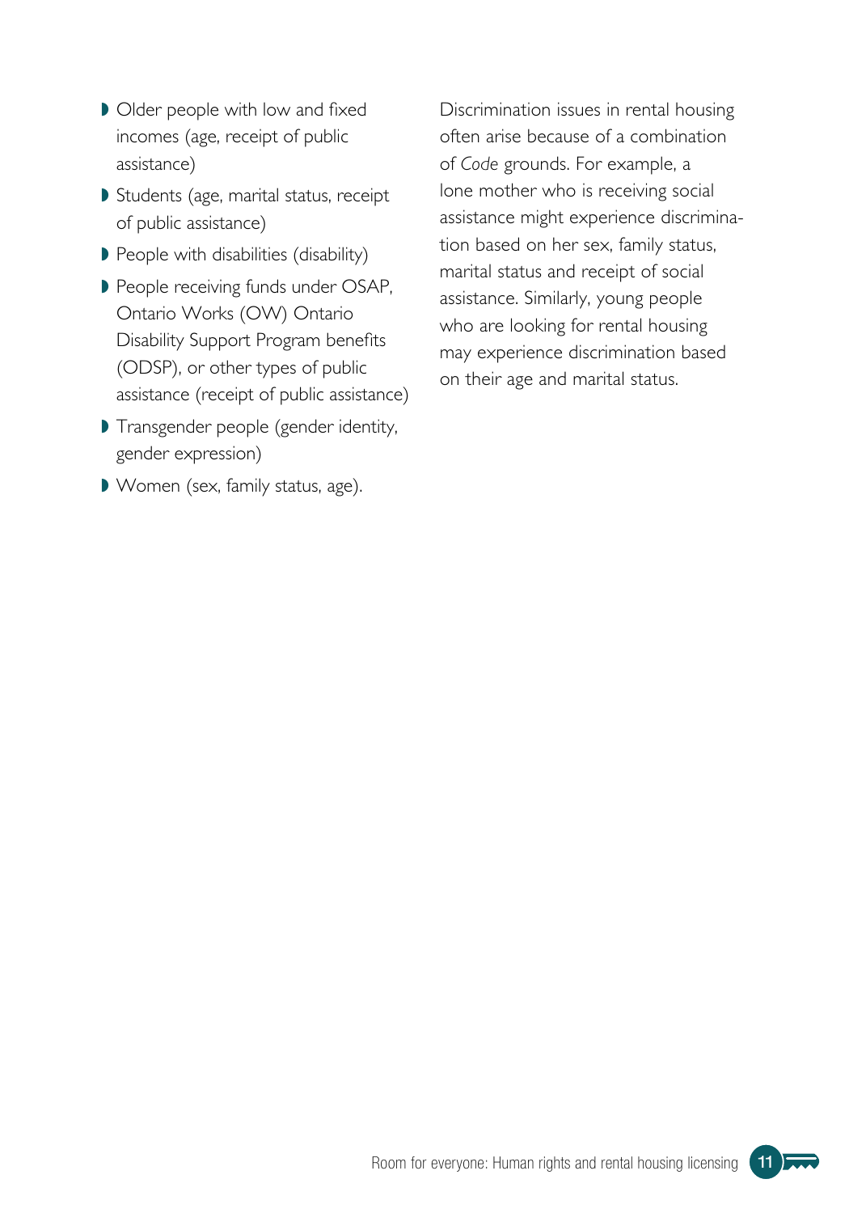- Older people with low and fixed incomes (age, receipt of public assistance)
- Students (age, marital status, receipt of public assistance)
- People with disabilities (disability)
- People receiving funds under OSAP, Ontario Works (OW) Ontario Disability Support Program benefits (ODSP), or other types of public assistance (receipt of public assistance)
- Transgender people (gender identity, gender expression)
- Women (sex, family status, age).

Discrimination issues in rental housing often arise because of a combination of *Code* grounds. For example, a lone mother who is receiving social assistance might experience discrimination based on her sex, family status, marital status and receipt of social assistance. Similarly, young people who are looking for rental housing may experience discrimination based on their age and marital status.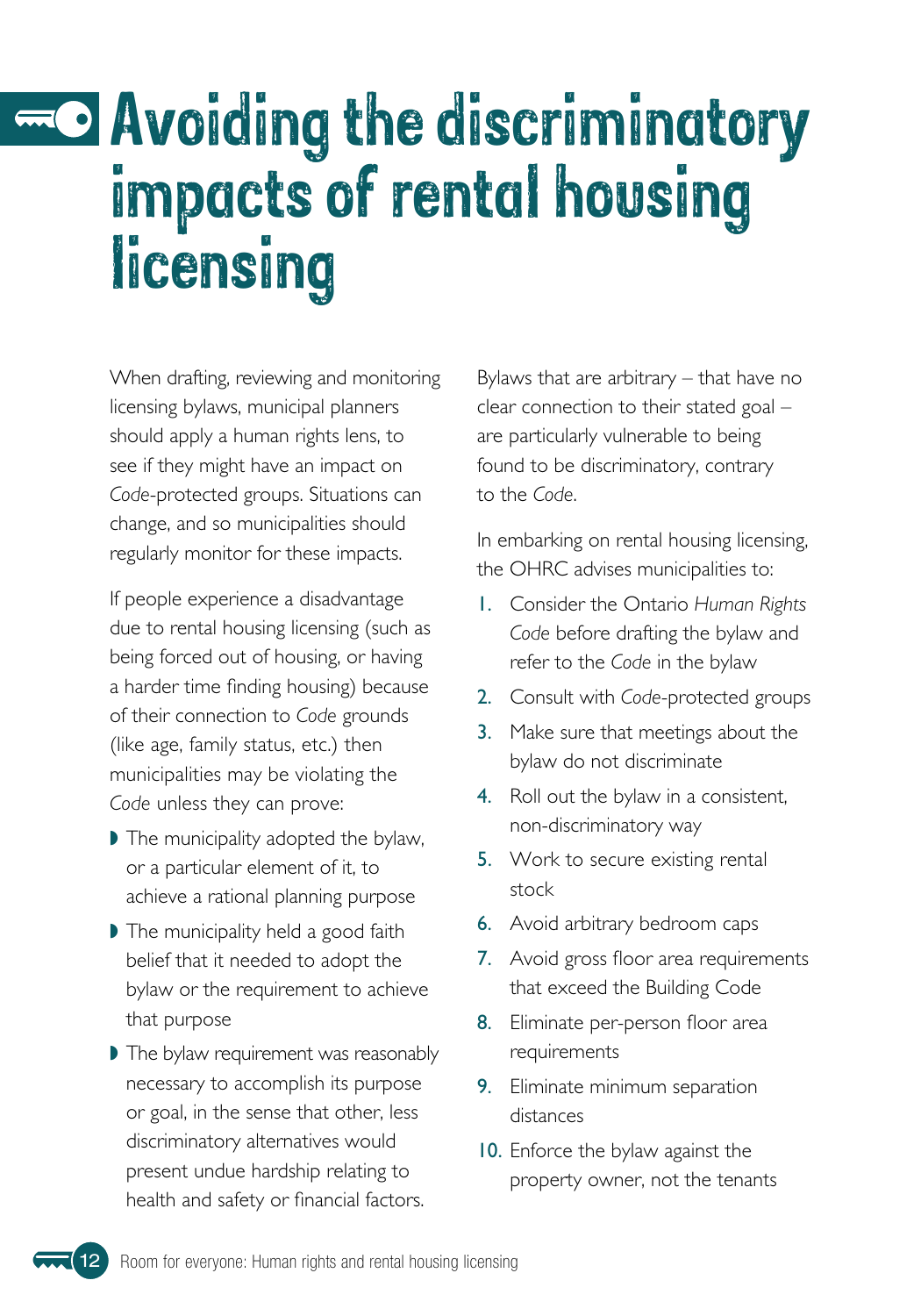# Avoiding the discriminatory impacts of rental housing licensing

When drafting, reviewing and monitoring licensing bylaws, municipal planners should apply a human rights lens, to see if they might have an impact on *Code*-protected groups. Situations can change, and so municipalities should regularly monitor for these impacts.

If people experience a disadvantage due to rental housing licensing (such as being forced out of housing, or having a harder time finding housing) because of their connection to *Code* grounds (like age, family status, etc.) then municipalities may be violating the *Code* unless they can prove:

- The municipality adopted the bylaw, or a particular element of it, to achieve a rational planning purpose
- The municipality held a good faith belief that it needed to adopt the bylaw or the requirement to achieve that purpose
- The bylaw requirement was reasonably necessary to accomplish its purpose or goal, in the sense that other, less discriminatory alternatives would present undue hardship relating to health and safety or financial factors.

Bylaws that are arbitrary – that have no clear connection to their stated goal – are particularly vulnerable to being found to be discriminatory, contrary to the *Code*.

In embarking on rental housing licensing, the OHRC advises municipalities to:

1. Consider the Ontario *Human Rights Code* before drafting the bylaw and refer to the *Code* in the bylaw
2. Consult with *Code*-protected groups
3. Make sure that meetings about the bylaw do not discriminate
4. Roll out the bylaw in a consistent, non-discriminatory way
5. Work to secure existing rental stock
6. Avoid arbitrary bedroom caps
7. Avoid gross floor area requirements that exceed the Building Code
8. Eliminate per-person floor area requirements
9. Eliminate minimum separation distances
10. Enforce the bylaw against the property owner, not the tenants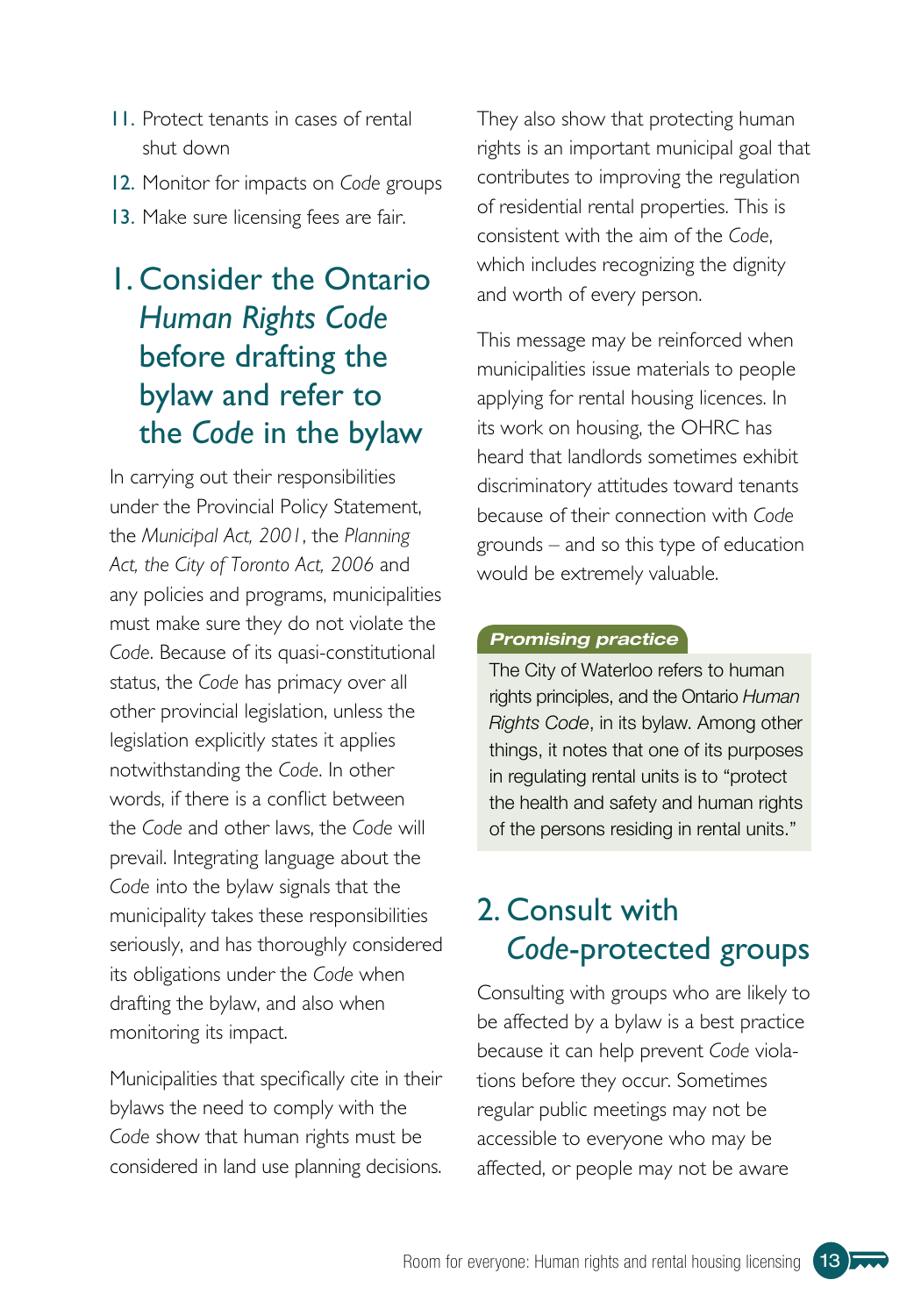11. Protect tenants in cases of rental shut down
12. Monitor for impacts on *Code* groups
13. Make sure licensing fees are fair.

## 1. Consider the Ontario *Human Rights Code* before drafting the bylaw and refer to the *Code* in the bylaw

In carrying out their responsibilities under the Provincial Policy Statement, the *Municipal Act, 2001*, the *Planning Act, the City of Toronto Act, 2006* and any policies and programs, municipalities must make sure they do not violate the *Code*. Because of its quasi-constitutional status, the *Code* has primacy over all other provincial legislation, unless the legislation explicitly states it applies notwithstanding the *Code*. In other words, if there is a conflict between the *Code* and other laws, the *Code* will prevail. Integrating language about the *Code* into the bylaw signals that the municipality takes these responsibilities seriously, and has thoroughly considered its obligations under the *Code* when drafting the bylaw, and also when monitoring its impact.

Municipalities that specifically cite in their bylaws the need to comply with the *Code* show that human rights must be considered in land use planning decisions. They also show that protecting human rights is an important municipal goal that contributes to improving the regulation of residential rental properties. This is consistent with the aim of the *Code*, which includes recognizing the dignity and worth of every person.

This message may be reinforced when municipalities issue materials to people applying for rental housing licences. In its work on housing, the OHRC has heard that landlords sometimes exhibit discriminatory attitudes toward tenants because of their connection with *Code* grounds – and so this type of education would be extremely valuable.

***Promising practice***

The City of Waterloo refers to human rights principles, and the Ontario *Human Rights Code*, in its bylaw. Among other things, it notes that one of its purposes in regulating rental units is to "protect the health and safety and human rights of the persons residing in rental units."

## 2. Consult with *Code*-protected groups

Consulting with groups who are likely to be affected by a bylaw is a best practice because it can help prevent *Code* violations before they occur. Sometimes regular public meetings may not be accessible to everyone who may be affected, or people may not be aware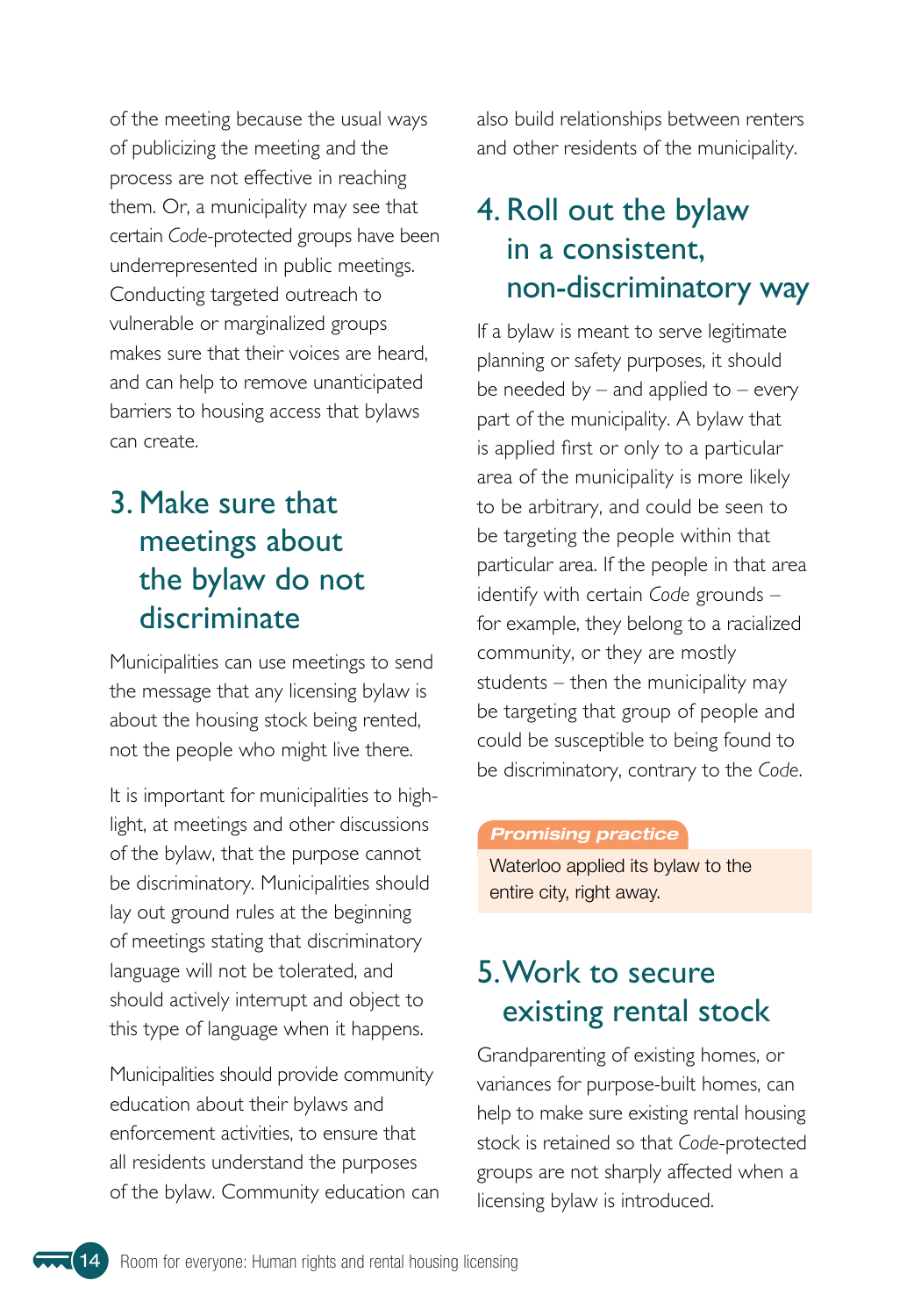of the meeting because the usual ways of publicizing the meeting and the process are not effective in reaching them. Or, a municipality may see that certain *Code*-protected groups have been underrepresented in public meetings. Conducting targeted outreach to vulnerable or marginalized groups makes sure that their voices are heard, and can help to remove unanticipated barriers to housing access that bylaws can create.

## 3. Make sure that meetings about the bylaw do not discriminate

Municipalities can use meetings to send the message that any licensing bylaw is about the housing stock being rented, not the people who might live there.

It is important for municipalities to highlight, at meetings and other discussions of the bylaw, that the purpose cannot be discriminatory. Municipalities should lay out ground rules at the beginning of meetings stating that discriminatory language will not be tolerated, and should actively interrupt and object to this type of language when it happens.

Municipalities should provide community education about their bylaws and enforcement activities, to ensure that all residents understand the purposes of the bylaw. Community education can also build relationships between renters and other residents of the municipality.

## 4. Roll out the bylaw in a consistent, non-discriminatory way

If a bylaw is meant to serve legitimate planning or safety purposes, it should be needed by – and applied to – every part of the municipality. A bylaw that is applied first or only to a particular area of the municipality is more likely to be arbitrary, and could be seen to be targeting the people within that particular area. If the people in that area identify with certain *Code* grounds – for example, they belong to a racialized community, or they are mostly students – then the municipality may be targeting that group of people and could be susceptible to being found to be discriminatory, contrary to the *Code*.

***Promising practice***

Waterloo applied its bylaw to the entire city, right away.

## 5. Work to secure existing rental stock

Grandparenting of existing homes, or variances for purpose-built homes, can help to make sure existing rental housing stock is retained so that *Code*-protected groups are not sharply affected when a licensing bylaw is introduced.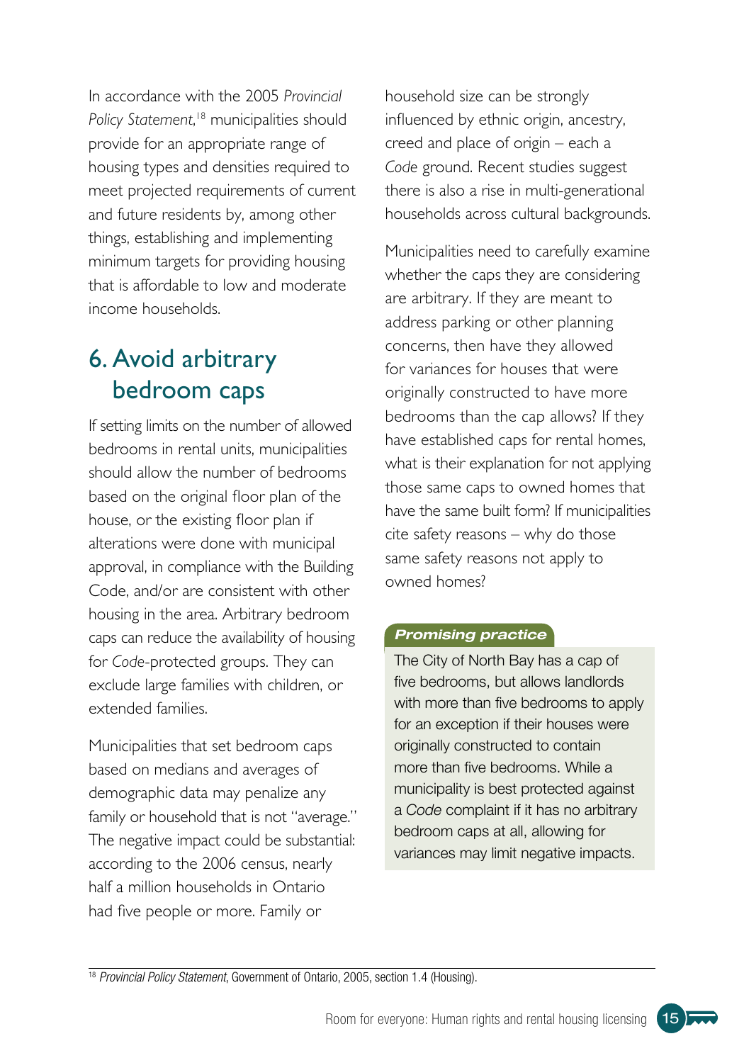In accordance with the 2005 *Provincial Policy Statement*,[18] municipalities should provide for an appropriate range of housing types and densities required to meet projected requirements of current and future residents by, among other things, establishing and implementing minimum targets for providing housing that is affordable to low and moderate income households.

## 6. Avoid arbitrary bedroom caps

If setting limits on the number of allowed bedrooms in rental units, municipalities should allow the number of bedrooms based on the original floor plan of the house, or the existing floor plan if alterations were done with municipal approval, in compliance with the Building Code, and/or are consistent with other housing in the area. Arbitrary bedroom caps can reduce the availability of housing for *Code*-protected groups. They can exclude large families with children, or extended families.

Municipalities that set bedroom caps based on medians and averages of demographic data may penalize any family or household that is not "average." The negative impact could be substantial: according to the 2006 census, nearly half a million households in Ontario had five people or more. Family or household size can be strongly influenced by ethnic origin, ancestry, creed and place of origin – each a *Code* ground. Recent studies suggest there is also a rise in multi-generational households across cultural backgrounds.

Municipalities need to carefully examine whether the caps they are considering are arbitrary. If they are meant to address parking or other planning concerns, then have they allowed for variances for houses that were originally constructed to have more bedrooms than the cap allows? If they have established caps for rental homes, what is their explanation for not applying those same caps to owned homes that have the same built form? If municipalities cite safety reasons – why do those same safety reasons not apply to owned homes?

***Promising practice***

The City of North Bay has a cap of five bedrooms, but allows landlords with more than five bedrooms to apply for an exception if their houses were originally constructed to contain more than five bedrooms. While a municipality is best protected against a *Code* complaint if it has no arbitrary bedroom caps at all, allowing for variances may limit negative impacts.

---

[18] *Provincial Policy Statement*, Government of Ontario, 2005, section 1.4 (Housing).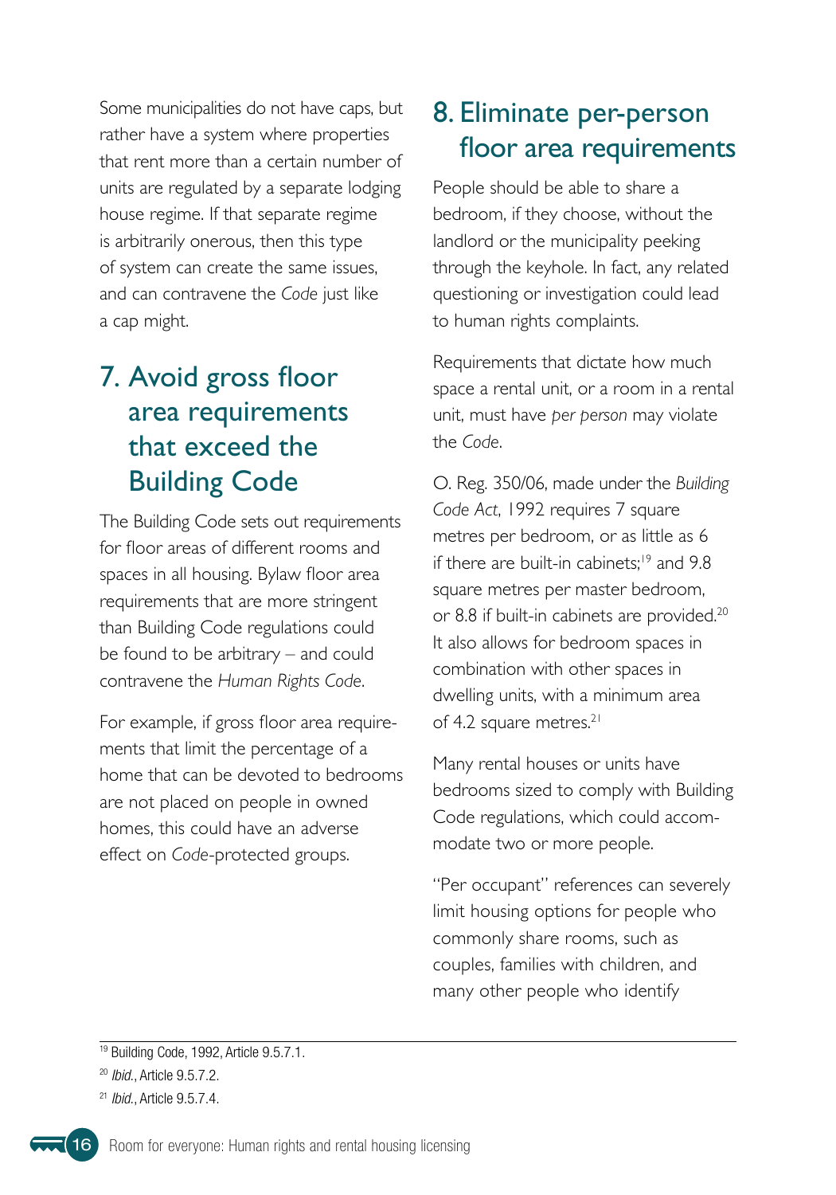Some municipalities do not have caps, but rather have a system where properties that rent more than a certain number of units are regulated by a separate lodging house regime. If that separate regime is arbitrarily onerous, then this type of system can create the same issues, and can contravene the *Code* just like a cap might.

## 7. Avoid gross floor area requirements that exceed the Building Code

The Building Code sets out requirements for floor areas of different rooms and spaces in all housing. Bylaw floor area requirements that are more stringent than Building Code regulations could be found to be arbitrary – and could contravene the *Human Rights Code*.

For example, if gross floor area requirements that limit the percentage of a home that can be devoted to bedrooms are not placed on people in owned homes, this could have an adverse effect on *Code*-protected groups.

## 8. Eliminate per-person floor area requirements

People should be able to share a bedroom, if they choose, without the landlord or the municipality peeking through the keyhole. In fact, any related questioning or investigation could lead to human rights complaints.

Requirements that dictate how much space a rental unit, or a room in a rental unit, must have *per person* may violate the *Code*.

O. Reg. 350/06, made under the *Building Code Act*, 1992 requires 7 square metres per bedroom, or as little as 6 if there are built-in cabinets;[19] and 9.8 square metres per master bedroom, or 8.8 if built-in cabinets are provided.[20] It also allows for bedroom spaces in combination with other spaces in dwelling units, with a minimum area of 4.2 square metres.[21]

Many rental houses or units have bedrooms sized to comply with Building Code regulations, which could accommodate two or more people.

"Per occupant" references can severely limit housing options for people who commonly share rooms, such as couples, families with children, and many other people who identify

---

[19] Building Code, 1992, Article 9.5.7.1.

[20] *Ibid.*, Article 9.5.7.2.

[21] *Ibid.*, Article 9.5.7.4.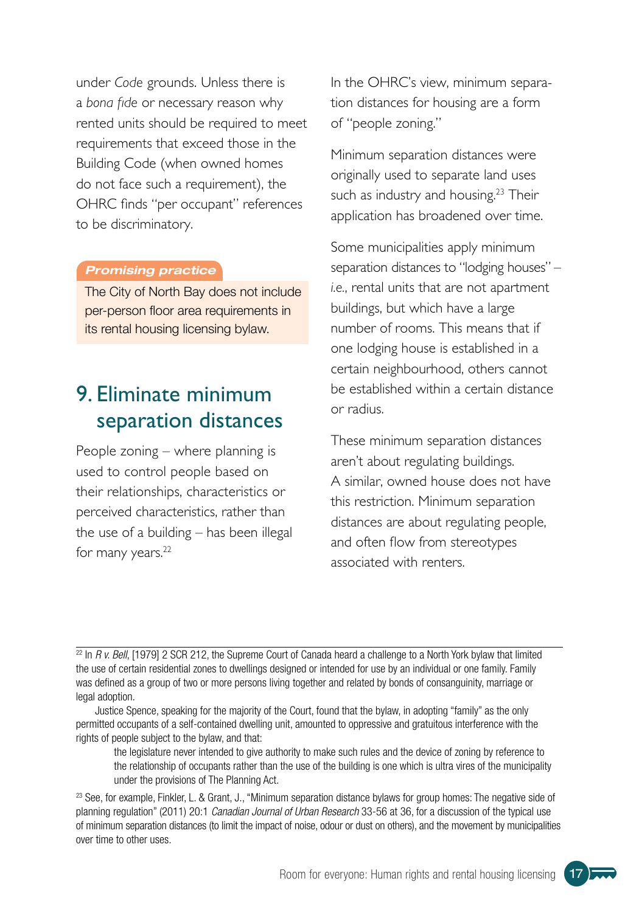under *Code* grounds. Unless there is a *bona fide* or necessary reason why rented units should be required to meet requirements that exceed those in the Building Code (when owned homes do not face such a requirement), the OHRC finds "per occupant" references to be discriminatory.

> ***Promising practice***
>
> The City of North Bay does not include per-person floor area requirements in its rental housing licensing bylaw.

## 9. Eliminate minimum separation distances

People zoning – where planning is used to control people based on their relationships, characteristics or perceived characteristics, rather than the use of a building – has been illegal for many years.[22]

In the OHRC's view, minimum separation distances for housing are a form of "people zoning."

Minimum separation distances were originally used to separate land uses such as industry and housing.[23] Their application has broadened over time.

Some municipalities apply minimum separation distances to "lodging houses" – *i.e.*, rental units that are not apartment buildings, but which have a large number of rooms. This means that if one lodging house is established in a certain neighbourhood, others cannot be established within a certain distance or radius.

These minimum separation distances aren't about regulating buildings. A similar, owned house does not have this restriction. Minimum separation distances are about regulating people, and often flow from stereotypes associated with renters.

---

[22] In *R v. Bell*, [1979] 2 SCR 212, the Supreme Court of Canada heard a challenge to a North York bylaw that limited the use of certain residential zones to dwellings designed or intended for use by an individual or one family. Family was defined as a group of two or more persons living together and related by bonds of consanguinity, marriage or legal adoption.

Justice Spence, speaking for the majority of the Court, found that the bylaw, in adopting "family" as the only permitted occupants of a self-contained dwelling unit, amounted to oppressive and gratuitous interference with the rights of people subject to the bylaw, and that:

> the legislature never intended to give authority to make such rules and the device of zoning by reference to the relationship of occupants rather than the use of the building is one which is ultra vires of the municipality under the provisions of The Planning Act.

[23] See, for example, Finkler, L. & Grant, J., "Minimum separation distance bylaws for group homes: The negative side of planning regulation" (2011) 20:1 *Canadian Journal of Urban Research* 33-56 at 36, for a discussion of the typical use of minimum separation distances (to limit the impact of noise, odour or dust on others), and the movement by municipalities over time to other uses.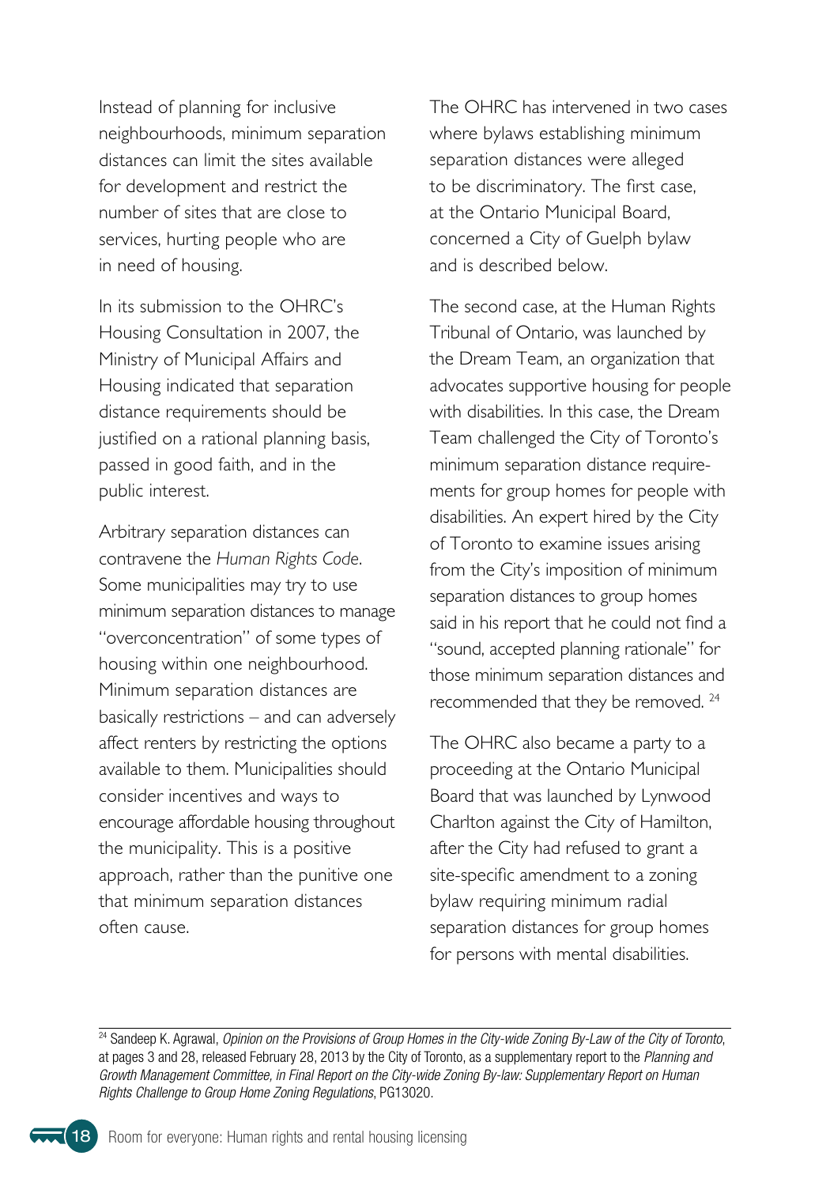Instead of planning for inclusive neighbourhoods, minimum separation distances can limit the sites available for development and restrict the number of sites that are close to services, hurting people who are in need of housing.

In its submission to the OHRC's Housing Consultation in 2007, the Ministry of Municipal Affairs and Housing indicated that separation distance requirements should be justified on a rational planning basis, passed in good faith, and in the public interest.

Arbitrary separation distances can contravene the *Human Rights Code*. Some municipalities may try to use minimum separation distances to manage "overconcentration" of some types of housing within one neighbourhood. Minimum separation distances are basically restrictions – and can adversely affect renters by restricting the options available to them. Municipalities should consider incentives and ways to encourage affordable housing throughout the municipality. This is a positive approach, rather than the punitive one that minimum separation distances often cause.

The OHRC has intervened in two cases where bylaws establishing minimum separation distances were alleged to be discriminatory. The first case, at the Ontario Municipal Board, concerned a City of Guelph bylaw and is described below.

The second case, at the Human Rights Tribunal of Ontario, was launched by the Dream Team, an organization that advocates supportive housing for people with disabilities. In this case, the Dream Team challenged the City of Toronto's minimum separation distance requirements for group homes for people with disabilities. An expert hired by the City of Toronto to examine issues arising from the City's imposition of minimum separation distances to group homes said in his report that he could not find a "sound, accepted planning rationale" for those minimum separation distances and recommended that they be removed. [24]

The OHRC also became a party to a proceeding at the Ontario Municipal Board that was launched by Lynwood Charlton against the City of Hamilton, after the City had refused to grant a site-specific amendment to a zoning bylaw requiring minimum radial separation distances for group homes for persons with mental disabilities.

---

[24] Sandeep K. Agrawal, *Opinion on the Provisions of Group Homes in the City-wide Zoning By-Law of the City of Toronto*, at pages 3 and 28, released February 28, 2013 by the City of Toronto, as a supplementary report to the *Planning and Growth Management Committee, in Final Report on the City-wide Zoning By-law: Supplementary Report on Human Rights Challenge to Group Home Zoning Regulations*, PG13020.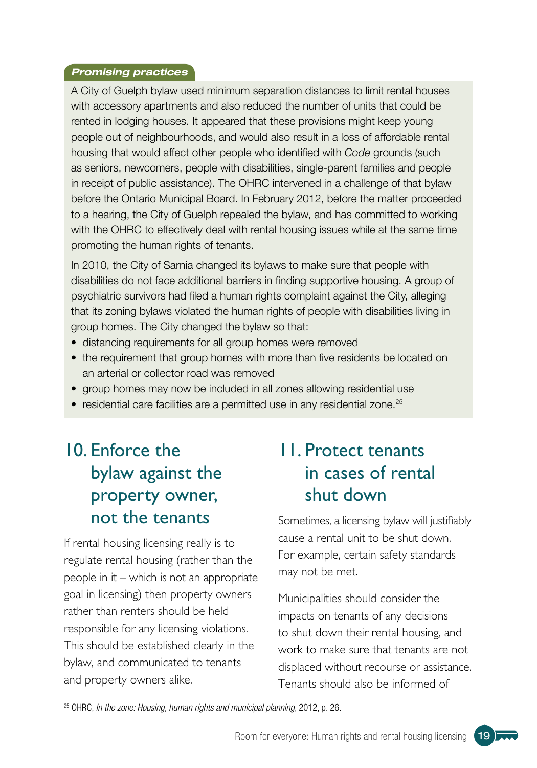*Promising practices*

A City of Guelph bylaw used minimum separation distances to limit rental houses with accessory apartments and also reduced the number of units that could be rented in lodging houses. It appeared that these provisions might keep young people out of neighbourhoods, and would also result in a loss of affordable rental housing that would affect other people who identified with *Code* grounds (such as seniors, newcomers, people with disabilities, single-parent families and people in receipt of public assistance). The OHRC intervened in a challenge of that bylaw before the Ontario Municipal Board. In February 2012, before the matter proceeded to a hearing, the City of Guelph repealed the bylaw, and has committed to working with the OHRC to effectively deal with rental housing issues while at the same time promoting the human rights of tenants.

In 2010, the City of Sarnia changed its bylaws to make sure that people with disabilities do not face additional barriers in finding supportive housing. A group of psychiatric survivors had filed a human rights complaint against the City, alleging that its zoning bylaws violated the human rights of people with disabilities living in group homes. The City changed the bylaw so that:

- distancing requirements for all group homes were removed
- the requirement that group homes with more than five residents be located on an arterial or collector road was removed
- group homes may now be included in all zones allowing residential use
- residential care facilities are a permitted use in any residential zone.[25]

## 10. Enforce the bylaw against the property owner, not the tenants

If rental housing licensing really is to regulate rental housing (rather than the people in it – which is not an appropriate goal in licensing) then property owners rather than renters should be held responsible for any licensing violations. This should be established clearly in the bylaw, and communicated to tenants and property owners alike.

## 11. Protect tenants in cases of rental shut down

Sometimes, a licensing bylaw will justifiably cause a rental unit to be shut down. For example, certain safety standards may not be met.

Municipalities should consider the impacts on tenants of any decisions to shut down their rental housing, and work to make sure that tenants are not displaced without recourse or assistance. Tenants should also be informed of

[25] OHRC, *In the zone: Housing, human rights and municipal planning*, 2012, p. 26.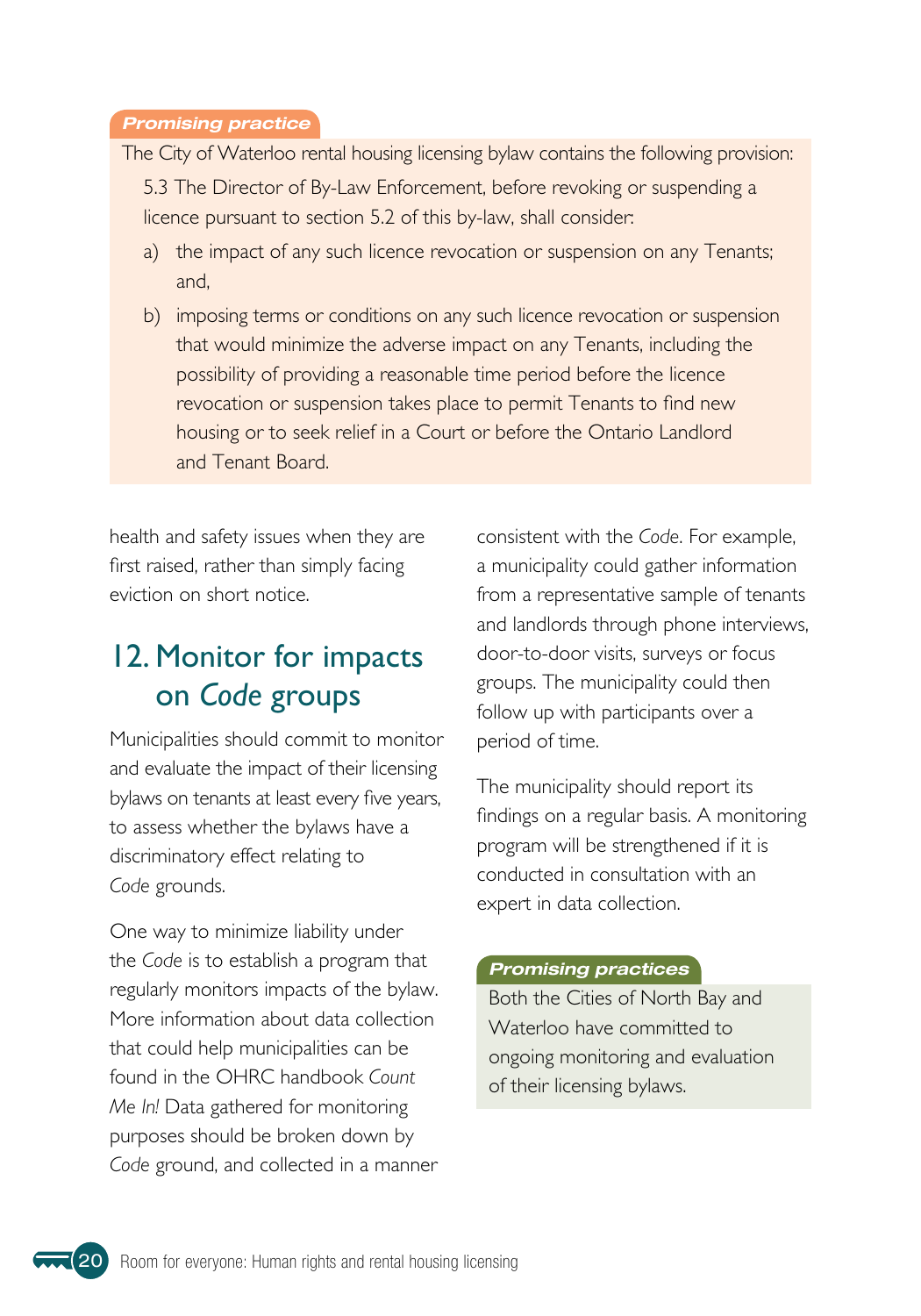**Promising practice**

The City of Waterloo rental housing licensing bylaw contains the following provision:

> 5.3 The Director of By-Law Enforcement, before revoking or suspending a licence pursuant to section 5.2 of this by-law, shall consider:
>
> a) the impact of any such licence revocation or suspension on any Tenants; and,
>
> b) imposing terms or conditions on any such licence revocation or suspension that would minimize the adverse impact on any Tenants, including the possibility of providing a reasonable time period before the licence revocation or suspension takes place to permit Tenants to find new housing or to seek relief in a Court or before the Ontario Landlord and Tenant Board.

health and safety issues when they are first raised, rather than simply facing eviction on short notice.

## 12. Monitor for impacts on *Code* groups

Municipalities should commit to monitor and evaluate the impact of their licensing bylaws on tenants at least every five years, to assess whether the bylaws have a discriminatory effect relating to *Code* grounds.

One way to minimize liability under the *Code* is to establish a program that regularly monitors impacts of the bylaw. More information about data collection that could help municipalities can be found in the OHRC handbook *Count Me In!* Data gathered for monitoring purposes should be broken down by *Code* ground, and collected in a manner consistent with the *Code*. For example, a municipality could gather information from a representative sample of tenants and landlords through phone interviews, door-to-door visits, surveys or focus groups. The municipality could then follow up with participants over a period of time.

The municipality should report its findings on a regular basis. A monitoring program will be strengthened if it is conducted in consultation with an expert in data collection.

**Promising practices**

Both the Cities of North Bay and Waterloo have committed to ongoing monitoring and evaluation of their licensing bylaws.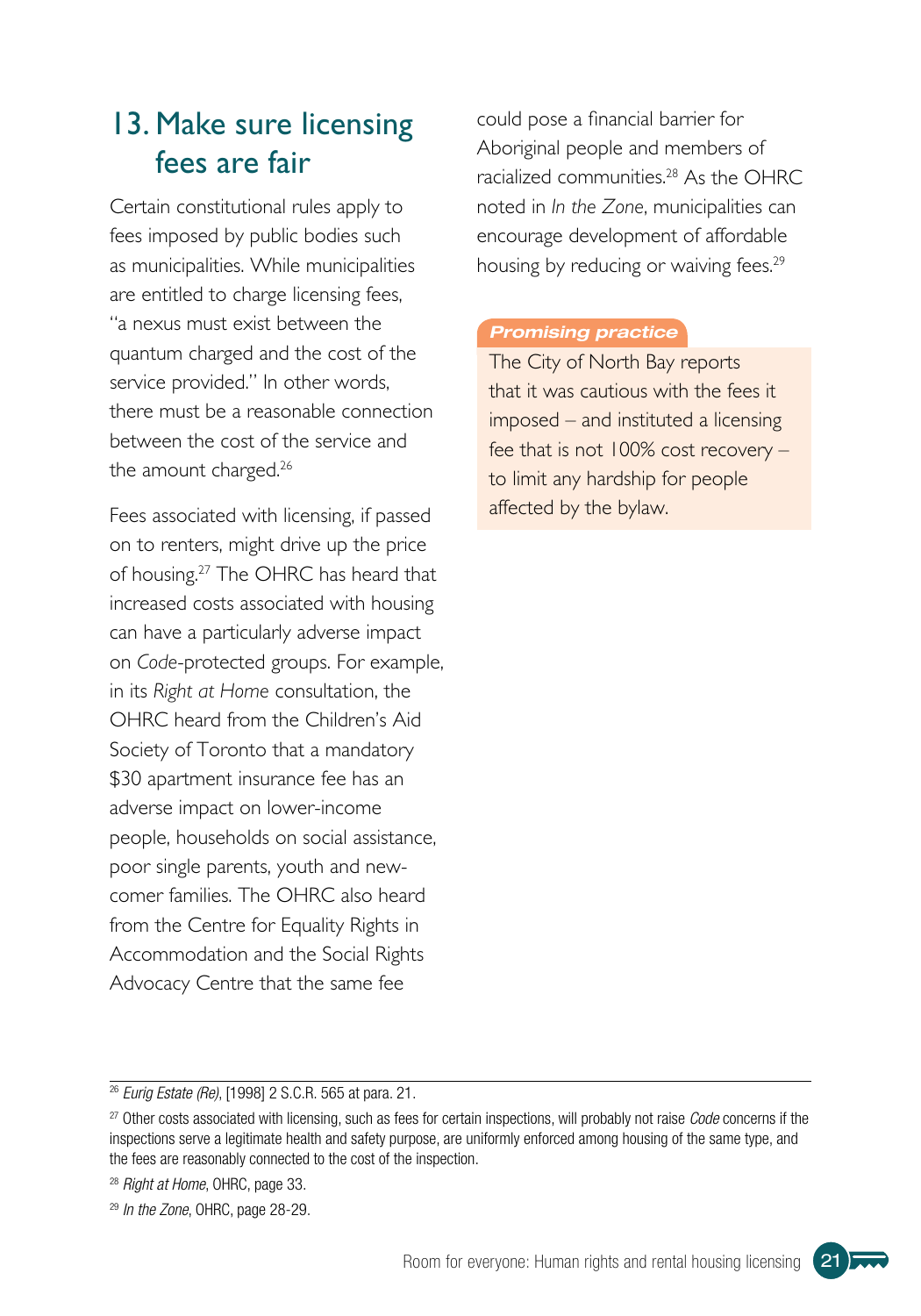## 13. Make sure licensing fees are fair

Certain constitutional rules apply to fees imposed by public bodies such as municipalities. While municipalities are entitled to charge licensing fees, "a nexus must exist between the quantum charged and the cost of the service provided." In other words, there must be a reasonable connection between the cost of the service and the amount charged.[26]

Fees associated with licensing, if passed on to renters, might drive up the price of housing.[27] The OHRC has heard that increased costs associated with housing can have a particularly adverse impact on *Code*-protected groups. For example, in its *Right at Home* consultation, the OHRC heard from the Children's Aid Society of Toronto that a mandatory $30 apartment insurance fee has an adverse impact on lower-income people, households on social assistance, poor single parents, youth and newcomer families. The OHRC also heard from the Centre for Equality Rights in Accommodation and the Social Rights Advocacy Centre that the same fee could pose a financial barrier for Aboriginal people and members of racialized communities.[28] As the OHRC noted in *In the Zone*, municipalities can encourage development of affordable housing by reducing or waiving fees.[29]

***Promising practice***

The City of North Bay reports that it was cautious with the fees it imposed – and instituted a licensing fee that is not 100% cost recovery – to limit any hardship for people affected by the bylaw.

---

[26] *Eurig Estate (Re)*, [1998] 2 S.C.R. 565 at para. 21.

[27] Other costs associated with licensing, such as fees for certain inspections, will probably not raise *Code* concerns if the inspections serve a legitimate health and safety purpose, are uniformly enforced among housing of the same type, and the fees are reasonably connected to the cost of the inspection.

[28] *Right at Home*, OHRC, page 33.

[29] *In the Zone*, OHRC, page 28-29.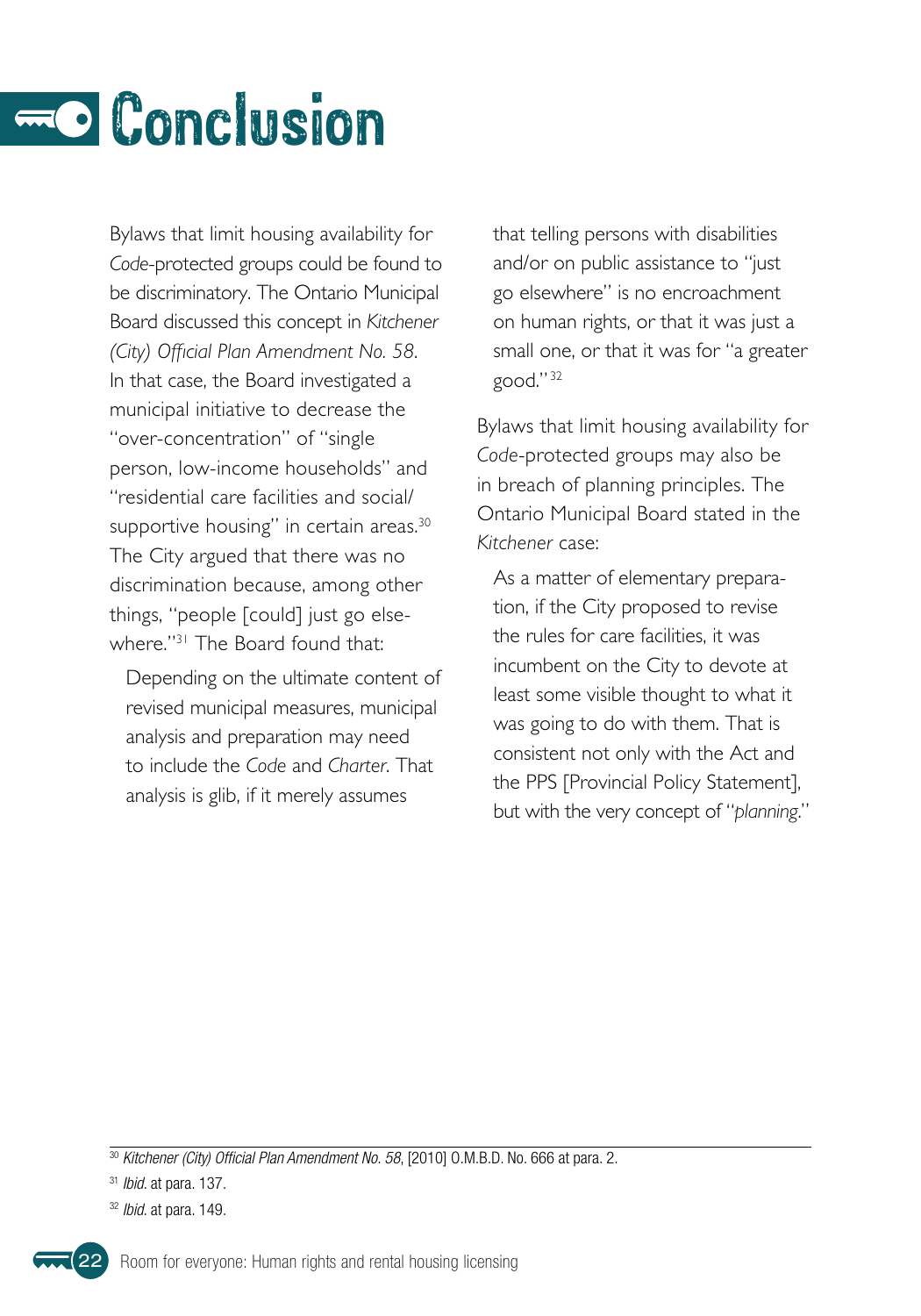# Conclusion

Bylaws that limit housing availability for *Code*-protected groups could be found to be discriminatory. The Ontario Municipal Board discussed this concept in *Kitchener (City) Official Plan Amendment No. 58*. In that case, the Board investigated a municipal initiative to decrease the "over-concentration" of "single person, low-income households" and "residential care facilities and social/supportive housing" in certain areas.[30] The City argued that there was no discrimination because, among other things, "people [could] just go elsewhere."[31] The Board found that:

> Depending on the ultimate content of revised municipal measures, municipal analysis and preparation may need to include the *Code* and *Charter*. That analysis is glib, if it merely assumes that telling persons with disabilities and/or on public assistance to "just go elsewhere" is no encroachment on human rights, or that it was just a small one, or that it was for "a greater good."[32]

Bylaws that limit housing availability for *Code*-protected groups may also be in breach of planning principles. The Ontario Municipal Board stated in the *Kitchener* case:

> As a matter of elementary preparation, if the City proposed to revise the rules for care facilities, it was incumbent on the City to devote at least some visible thought to what it was going to do with them. That is consistent not only with the Act and the PPS [Provincial Policy Statement], but with the very concept of "*planning*."

---

[30] *Kitchener (City) Official Plan Amendment No. 58*, [2010] O.M.B.D. No. 666 at para. 2.

[31] *Ibid.* at para. 137.

[32] *Ibid.* at para. 149.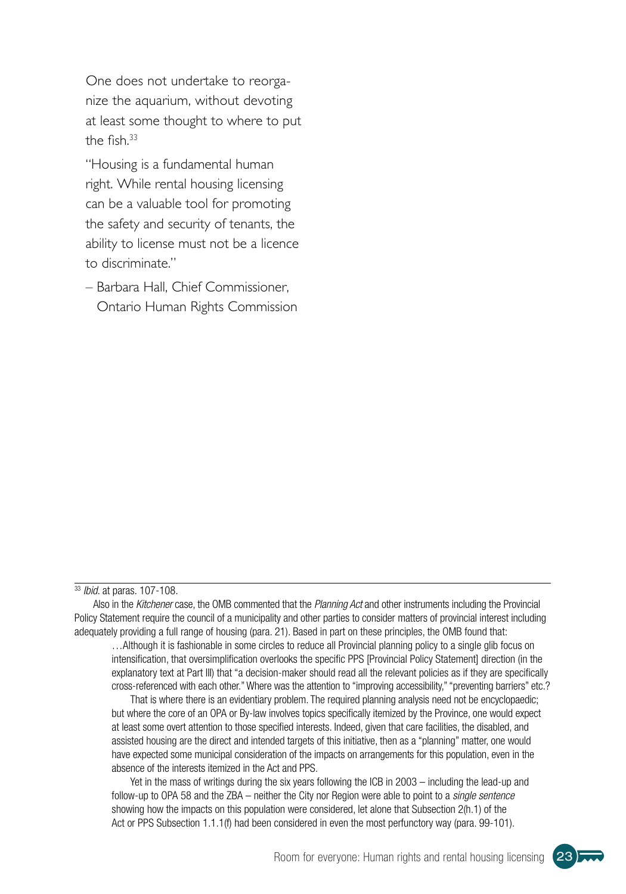One does not undertake to reorganize the aquarium, without devoting at least some thought to where to put the fish.[33]

"Housing is a fundamental human right. While rental housing licensing can be a valuable tool for promoting the safety and security of tenants, the ability to license must not be a licence to discriminate."

– Barbara Hall, Chief Commissioner, Ontario Human Rights Commission

---

[33] *Ibid.* at paras. 107-108.

Also in the *Kitchener* case, the OMB commented that the *Planning Act* and other instruments including the Provincial Policy Statement require the council of a municipality and other parties to consider matters of provincial interest including adequately providing a full range of housing (para. 21). Based in part on these principles, the OMB found that:

> …Although it is fashionable in some circles to reduce all Provincial planning policy to a single glib focus on intensification, that oversimplification overlooks the specific PPS [Provincial Policy Statement] direction (in the explanatory text at Part III) that "a decision-maker should read all the relevant policies as if they are specifically cross-referenced with each other." Where was the attention to "improving accessibility," "preventing barriers" etc.?
>
> That is where there is an evidentiary problem. The required planning analysis need not be encyclopaedic; but where the core of an OPA or By-law involves topics specifically itemized by the Province, one would expect at least some overt attention to those specified interests. Indeed, given that care facilities, the disabled, and assisted housing are the direct and intended targets of this initiative, then as a "planning" matter, one would have expected some municipal consideration of the impacts on arrangements for this population, even in the absence of the interests itemized in the Act and PPS.
>
> Yet in the mass of writings during the six years following the ICB in 2003 – including the lead-up and follow-up to OPA 58 and the ZBA – neither the City nor Region were able to point to a *single sentence* showing how the impacts on this population were considered, let alone that Subsection 2(h.1) of the Act or PPS Subsection 1.1.1(f) had been considered in even the most perfunctory way (para. 99-101).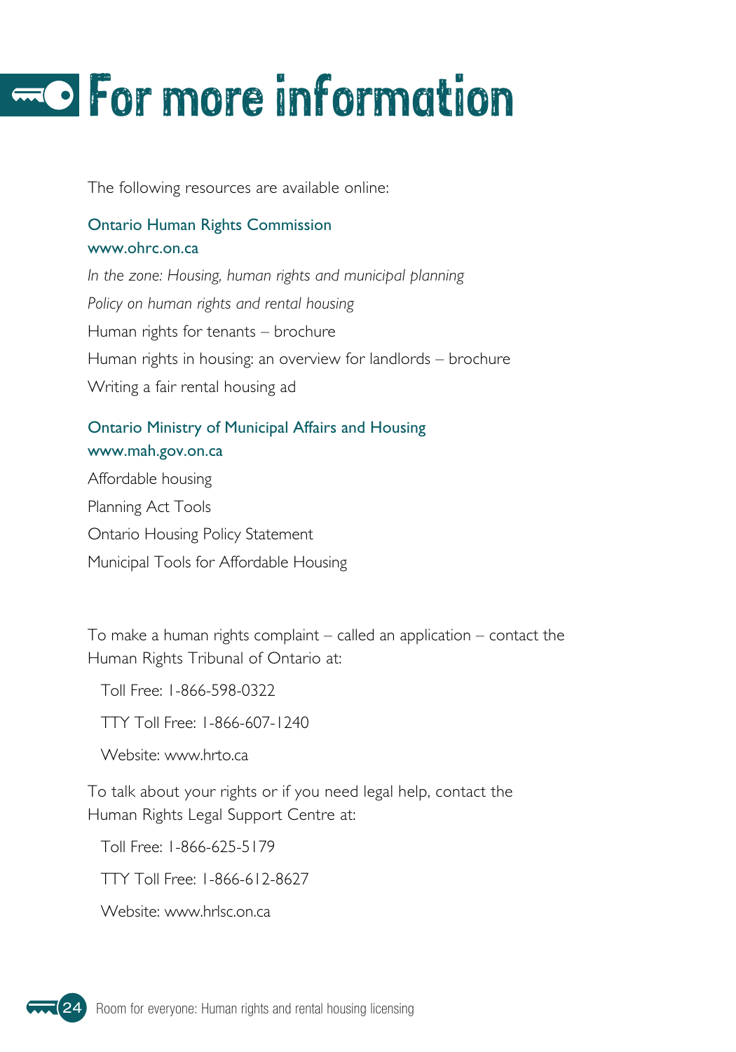# For more information

The following resources are available online:

**Ontario Human Rights Commission**
**www.ohrc.on.ca**

*In the zone: Housing, human rights and municipal planning*

*Policy on human rights and rental housing*

Human rights for tenants – brochure

Human rights in housing: an overview for landlords – brochure

Writing a fair rental housing ad

**Ontario Ministry of Municipal Affairs and Housing**
**www.mah.gov.on.ca**

Affordable housing

Planning Act Tools

Ontario Housing Policy Statement

Municipal Tools for Affordable Housing

To make a human rights complaint – called an application – contact the Human Rights Tribunal of Ontario at:

Toll Free: 1-866-598-0322

TTY Toll Free: 1-866-607-1240

Website: www.hrto.ca

To talk about your rights or if you need legal help, contact the Human Rights Legal Support Centre at:

Toll Free: 1-866-625-5179

TTY Toll Free: 1-866-612-8627

Website: www.hrlsc.on.ca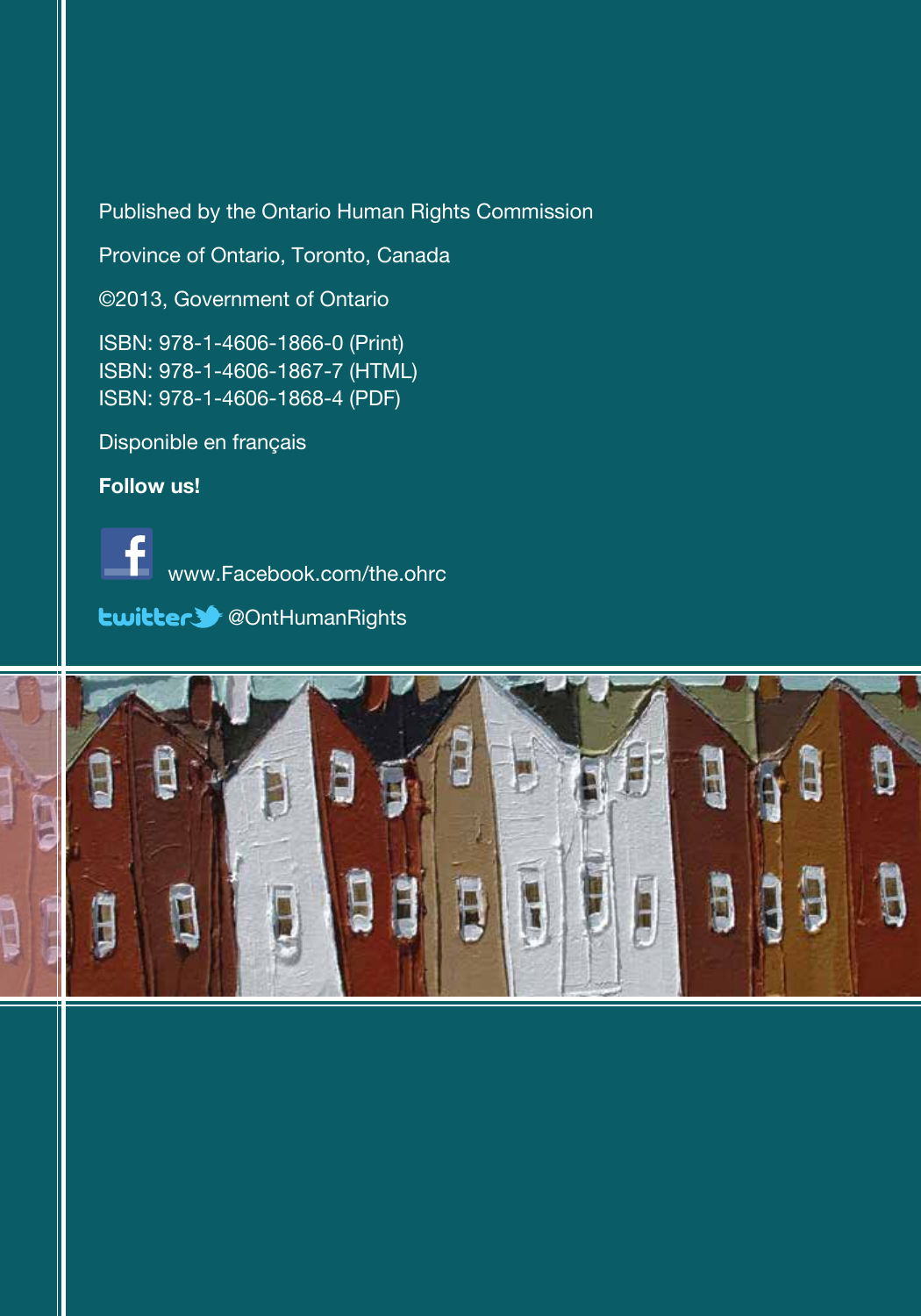Published by the Ontario Human Rights Commission

Province of Ontario, Toronto, Canada

©2013, Government of Ontario

ISBN: 978-1-4606-1866-0 (Print)
ISBN: 978-1-4606-1867-7 (HTML)
ISBN: 978-1-4606-1868-4 (PDF)

Disponible en français

**Follow us!**

www.Facebook.com/the.ohrc

twitter @OntHumanRights